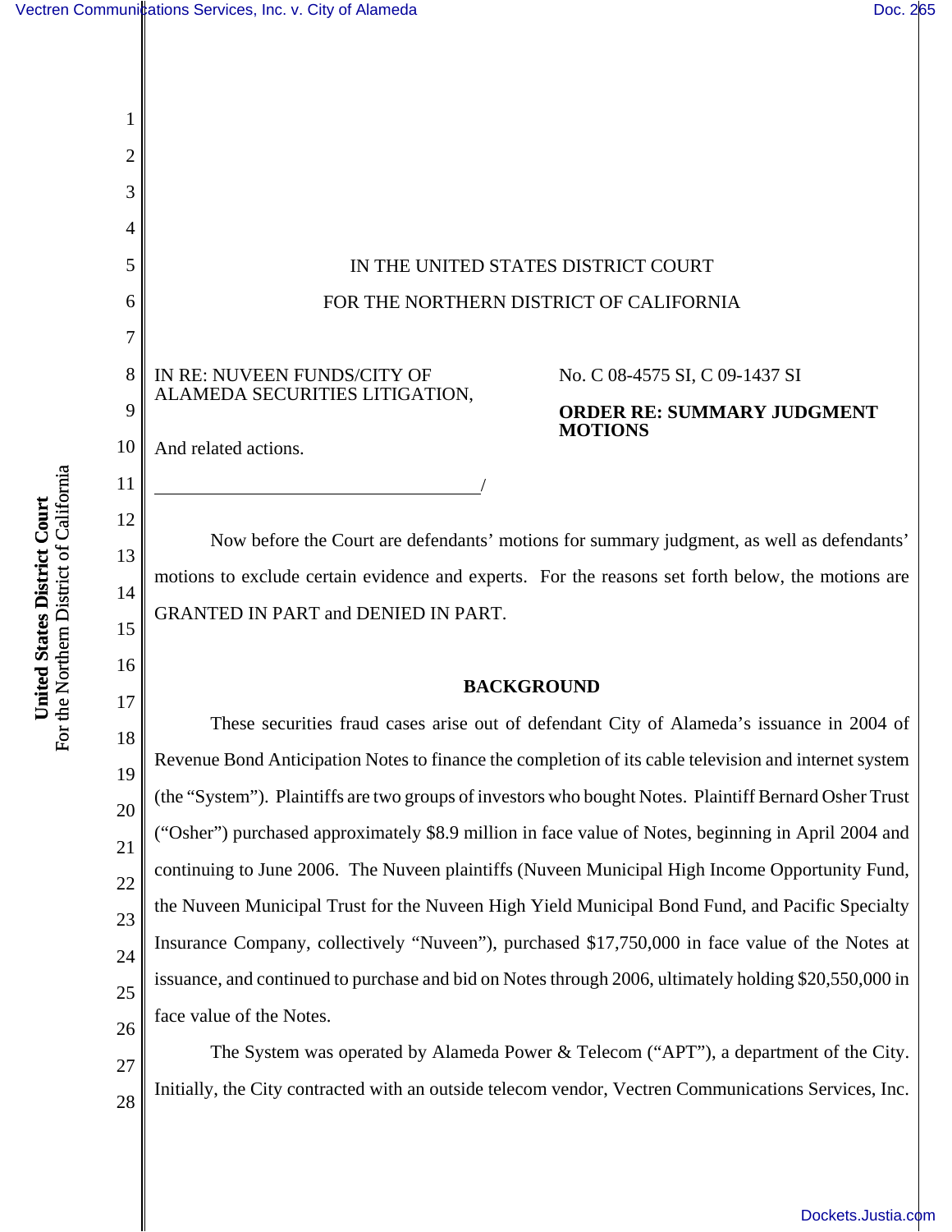IN THE UNITED STATES DISTRICT COURT

FOR THE NORTHERN DISTRICT OF CALIFORNIA

IN RE: NUVEEN FUNDS/CITY OF ALAMEDA SECURITIES LITIGATION,

And related actions.
_____________________________________/

No. C 08-4575 SI, C 09-1437 SI

**ORDER RE: SUMMARY JUDGMENT MOTIONS**

Now before the Court are defendants' motions for summary judgment, as well as defendants' motions to exclude certain evidence and experts. For the reasons set forth below, the motions are GRANTED IN PART and DENIED IN PART.

## BACKGROUND

These securities fraud cases arise out of defendant City of Alameda's issuance in 2004 of Revenue Bond Anticipation Notes to finance the completion of its cable television and internet system (the "System"). Plaintiffs are two groups of investors who bought Notes. Plaintiff Bernard Osher Trust ("Osher") purchased approximately $8.9 million in face value of Notes, beginning in April 2004 and continuing to June 2006. The Nuveen plaintiffs (Nuveen Municipal High Income Opportunity Fund, the Nuveen Municipal Trust for the Nuveen High Yield Municipal Bond Fund, and Pacific Specialty Insurance Company, collectively "Nuveen"), purchased $17,750,000 in face value of the Notes at issuance, and continued to purchase and bid on Notes through 2006, ultimately holding $20,550,000 in face value of the Notes.

The System was operated by Alameda Power & Telecom ("APT"), a department of the City. Initially, the City contracted with an outside telecom vendor, Vectren Communications Services, Inc.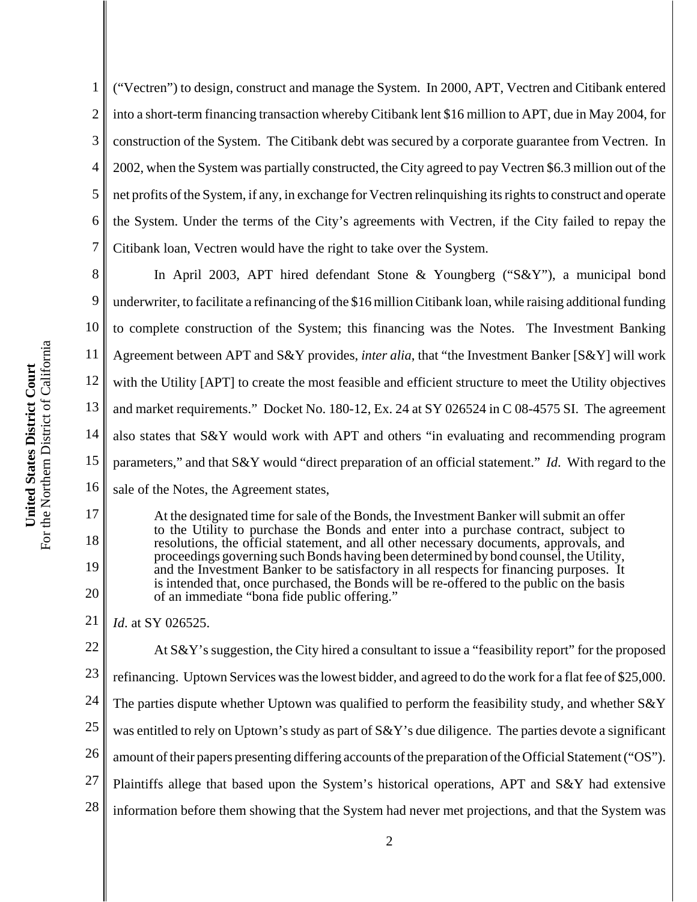("Vectren") to design, construct and manage the System. In 2000, APT, Vectren and Citibank entered into a short-term financing transaction whereby Citibank lent \$16 million to APT, due in May 2004, for construction of the System. The Citibank debt was secured by a corporate guarantee from Vectren. In 2002, when the System was partially constructed, the City agreed to pay Vectren \$6.3 million out of the net profits of the System, if any, in exchange for Vectren relinquishing its rights to construct and operate the System. Under the terms of the City's agreements with Vectren, if the City failed to repay the Citibank loan, Vectren would have the right to take over the System.

In April 2003, APT hired defendant Stone & Youngberg ("S&Y"), a municipal bond underwriter, to facilitate a refinancing of the \$16 million Citibank loan, while raising additional funding to complete construction of the System; this financing was the Notes. The Investment Banking Agreement between APT and S&Y provides, *inter alia*, that "the Investment Banker [S&Y] will work with the Utility [APT] to create the most feasible and efficient structure to meet the Utility objectives and market requirements." Docket No. 180-12, Ex. 24 at SY 026524 in C 08-4575 SI. The agreement also states that S&Y would work with APT and others "in evaluating and recommending program parameters," and that S&Y would "direct preparation of an official statement." *Id*. With regard to the sale of the Notes, the Agreement states,

> At the designated time for sale of the Bonds, the Investment Banker will submit an offer to the Utility to purchase the Bonds and enter into a purchase contract, subject to resolutions, the official statement, and all other necessary documents, approvals, and proceedings governing such Bonds having been determined by bond counsel, the Utility, and the Investment Banker to be satisfactory in all respects for financing purposes. It is intended that, once purchased, the Bonds will be re-offered to the public on the basis of an immediate "bona fide public offering."

*Id.* at SY 026525.

At S&Y's suggestion, the City hired a consultant to issue a "feasibility report" for the proposed refinancing. Uptown Services was the lowest bidder, and agreed to do the work for a flat fee of \$25,000. The parties dispute whether Uptown was qualified to perform the feasibility study, and whether S&Y was entitled to rely on Uptown's study as part of S&Y's due diligence. The parties devote a significant amount of their papers presenting differing accounts of the preparation of the Official Statement ("OS"). Plaintiffs allege that based upon the System's historical operations, APT and S&Y had extensive information before them showing that the System had never met projections, and that the System was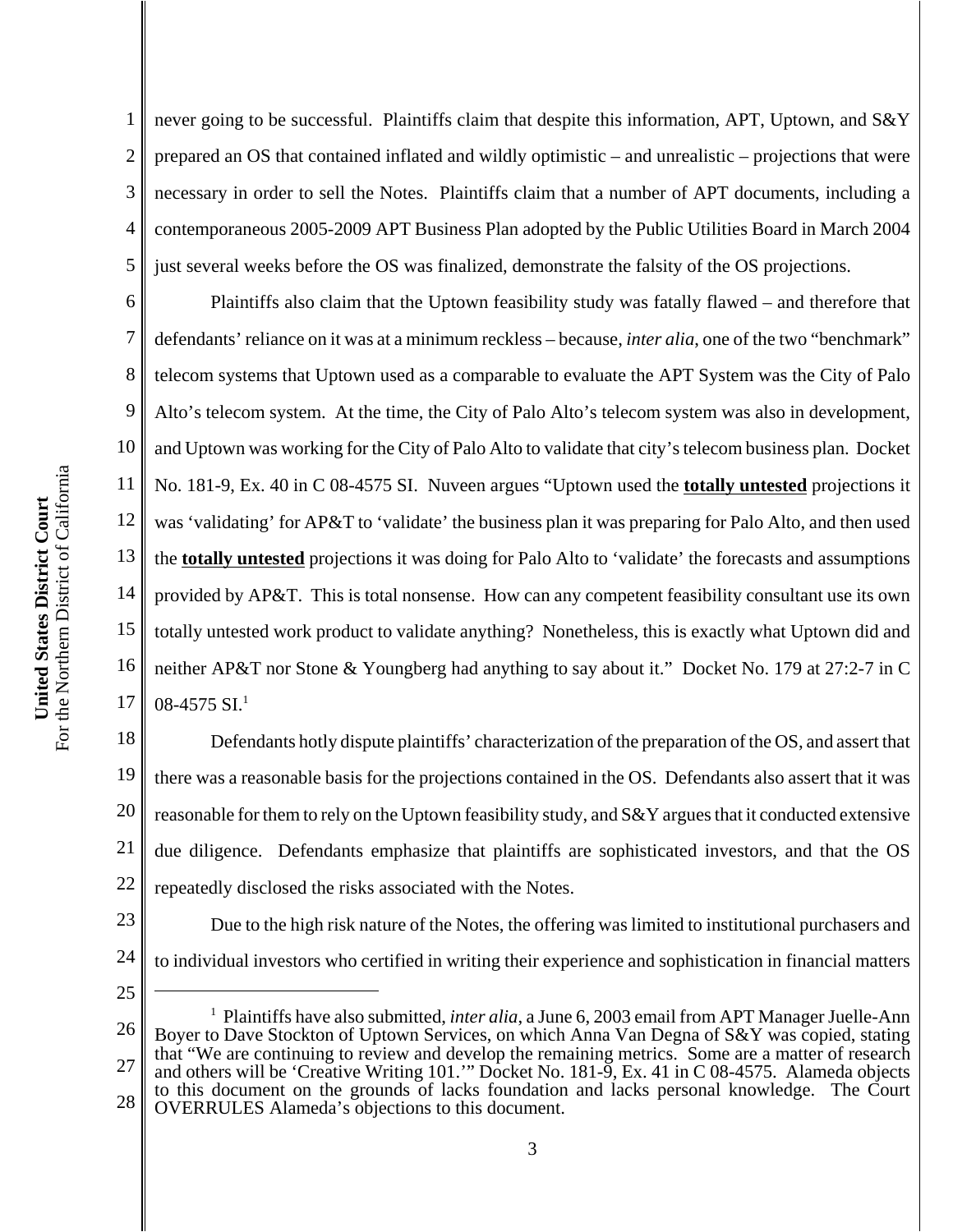never going to be successful. Plaintiffs claim that despite this information, APT, Uptown, and S&Y prepared an OS that contained inflated and wildly optimistic – and unrealistic – projections that were necessary in order to sell the Notes. Plaintiffs claim that a number of APT documents, including a contemporaneous 2005-2009 APT Business Plan adopted by the Public Utilities Board in March 2004 just several weeks before the OS was finalized, demonstrate the falsity of the OS projections.

Plaintiffs also claim that the Uptown feasibility study was fatally flawed – and therefore that defendants' reliance on it was at a minimum reckless – because, *inter alia,* one of the two "benchmark" telecom systems that Uptown used as a comparable to evaluate the APT System was the City of Palo Alto's telecom system. At the time, the City of Palo Alto's telecom system was also in development, and Uptown was working for the City of Palo Alto to validate that city's telecom business plan. Docket No. 181-9, Ex. 40 in C 08-4575 SI. Nuveen argues "Uptown used the <u>**totally untested**</u> projections it was 'validating' for AP&T to 'validate' the business plan it was preparing for Palo Alto, and then used the <u>**totally untested**</u> projections it was doing for Palo Alto to 'validate' the forecasts and assumptions provided by AP&T. This is total nonsense. How can any competent feasibility consultant use its own totally untested work product to validate anything? Nonetheless, this is exactly what Uptown did and neither AP&T nor Stone & Youngberg had anything to say about it." Docket No. 179 at 27:2-7 in C 08-4575 SI.[1]

Defendants hotly dispute plaintiffs' characterization of the preparation of the OS, and assert that there was a reasonable basis for the projections contained in the OS. Defendants also assert that it was reasonable for them to rely on the Uptown feasibility study, and S&Y argues that it conducted extensive due diligence. Defendants emphasize that plaintiffs are sophisticated investors, and that the OS repeatedly disclosed the risks associated with the Notes.

Due to the high risk nature of the Notes, the offering was limited to institutional purchasers and to individual investors who certified in writing their experience and sophistication in financial matters

---

[1] Plaintiffs have also submitted, *inter alia*, a June 6, 2003 email from APT Manager Juelle-Ann Boyer to Dave Stockton of Uptown Services, on which Anna Van Degna of S&Y was copied, stating that "We are continuing to review and develop the remaining metrics. Some are a matter of research and others will be 'Creative Writing 101.'" Docket No. 181-9, Ex. 41 in C 08-4575. Alameda objects to this document on the grounds of lacks foundation and lacks personal knowledge. The Court OVERRULES Alameda's objections to this document.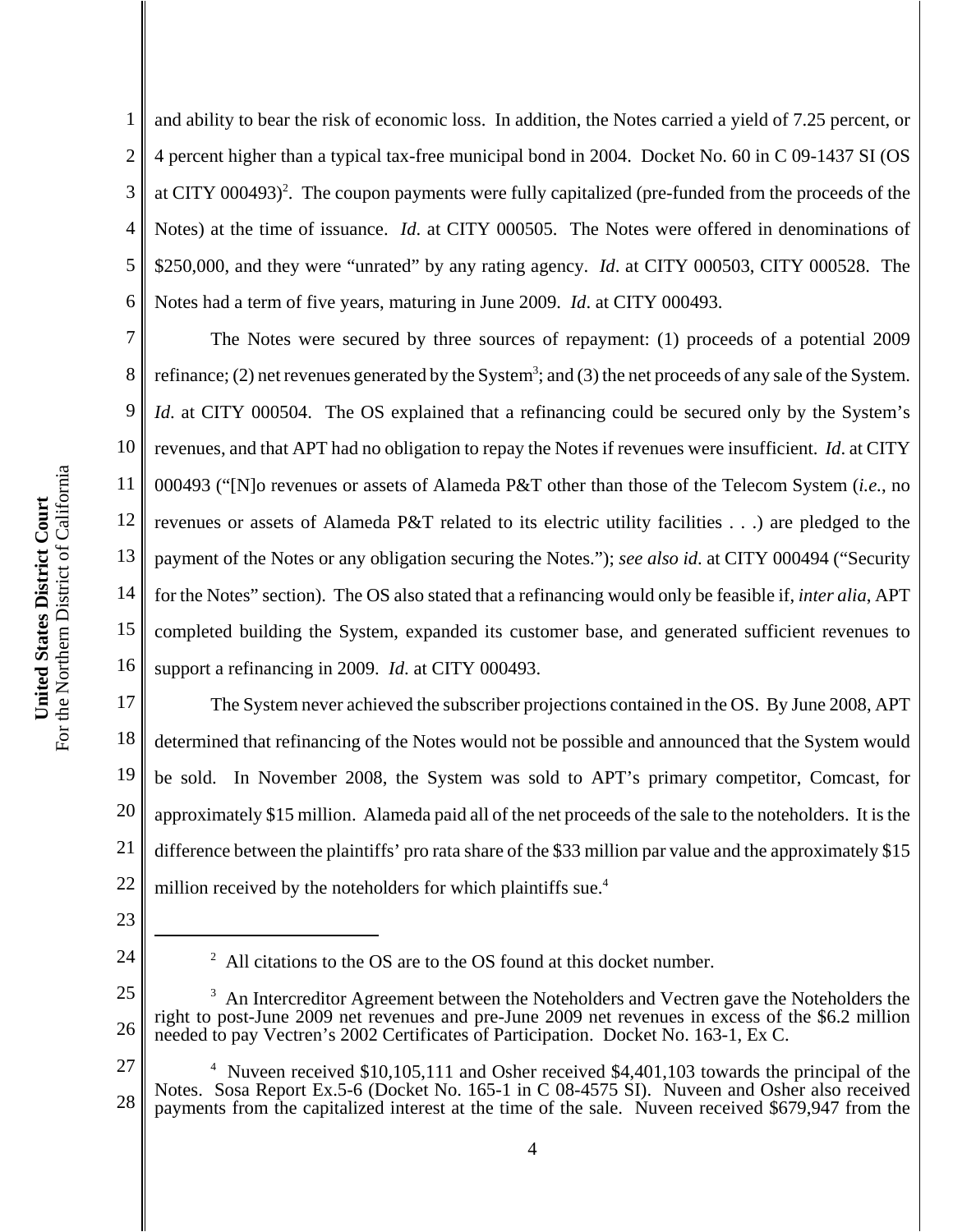and ability to bear the risk of economic loss. In addition, the Notes carried a yield of 7.25 percent, or 4 percent higher than a typical tax-free municipal bond in 2004. Docket No. 60 in C 09-1437 SI (OS at CITY 000493)[2]. The coupon payments were fully capitalized (pre-funded from the proceeds of the Notes) at the time of issuance. *Id*. at CITY 000505. The Notes were offered in denominations of $250,000, and they were "unrated" by any rating agency. *Id*. at CITY 000503, CITY 000528. The Notes had a term of five years, maturing in June 2009. *Id*. at CITY 000493.

The Notes were secured by three sources of repayment: (1) proceeds of a potential 2009 refinance; (2) net revenues generated by the System[3]; and (3) the net proceeds of any sale of the System. *Id*. at CITY 000504. The OS explained that a refinancing could be secured only by the System's revenues, and that APT had no obligation to repay the Notes if revenues were insufficient. *Id*. at CITY 000493 ("[N]o revenues or assets of Alameda P&T other than those of the Telecom System (*i.e.,* no revenues or assets of Alameda P&T related to its electric utility facilities . . .) are pledged to the payment of the Notes or any obligation securing the Notes."); *see also id*. at CITY 000494 ("Security for the Notes" section). The OS also stated that a refinancing would only be feasible if, *inter alia*, APT completed building the System, expanded its customer base, and generated sufficient revenues to support a refinancing in 2009. *Id*. at CITY 000493.

The System never achieved the subscriber projections contained in the OS. By June 2008, APT determined that refinancing of the Notes would not be possible and announced that the System would be sold. In November 2008, the System was sold to APT's primary competitor, Comcast, for approximately $15 million. Alameda paid all of the net proceeds of the sale to the noteholders. It is the difference between the plaintiffs' pro rata share of the $33 million par value and the approximately $15 million received by the noteholders for which plaintiffs sue.[4]

---

[2] All citations to the OS are to the OS found at this docket number.

[3] An Intercreditor Agreement between the Noteholders and Vectren gave the Noteholders the right to post-June 2009 net revenues and pre-June 2009 net revenues in excess of the $6.2 million needed to pay Vectren's 2002 Certificates of Participation. Docket No. 163-1, Ex C.

[4] Nuveen received $10,105,111 and Osher received $4,401,103 towards the principal of the Notes. Sosa Report Ex.5-6 (Docket No. 165-1 in C 08-4575 SI). Nuveen and Osher also received payments from the capitalized interest at the time of the sale. Nuveen received $679,947 from the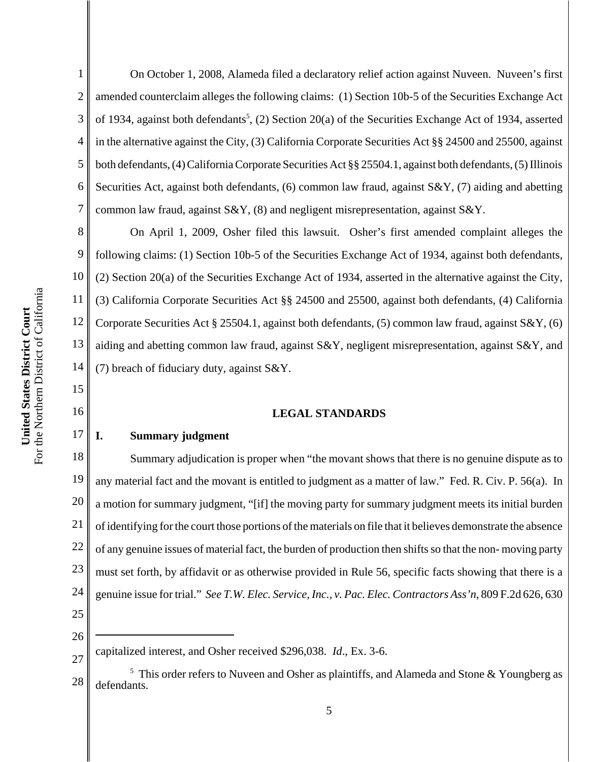On October 1, 2008, Alameda filed a declaratory relief action against Nuveen. Nuveen's first amended counterclaim alleges the following claims: (1) Section 10b-5 of the Securities Exchange Act of 1934, against both defendants[5], (2) Section 20(a) of the Securities Exchange Act of 1934, asserted in the alternative against the City, (3) California Corporate Securities Act §§ 24500 and 25500, against both defendants, (4) California Corporate Securities Act §§ 25504.1, against both defendants, (5) Illinois Securities Act, against both defendants, (6) common law fraud, against S&Y, (7) aiding and abetting common law fraud, against S&Y, (8) and negligent misrepresentation, against S&Y.

On April 1, 2009, Osher filed this lawsuit. Osher's first amended complaint alleges the following claims: (1) Section 10b-5 of the Securities Exchange Act of 1934, against both defendants, (2) Section 20(a) of the Securities Exchange Act of 1934, asserted in the alternative against the City, (3) California Corporate Securities Act §§ 24500 and 25500, against both defendants, (4) California Corporate Securities Act § 25504.1, against both defendants, (5) common law fraud, against S&Y, (6) aiding and abetting common law fraud, against S&Y, negligent misrepresentation, against S&Y, and (7) breach of fiduciary duty, against S&Y.

## LEGAL STANDARDS

### I. Summary judgment

Summary adjudication is proper when "the movant shows that there is no genuine dispute as to any material fact and the movant is entitled to judgment as a matter of law." Fed. R. Civ. P. 56(a). In a motion for summary judgment, "[if] the moving party for summary judgment meets its initial burden of identifying for the court those portions of the materials on file that it believes demonstrate the absence of any genuine issues of material fact, the burden of production then shifts so that the non- moving party must set forth, by affidavit or as otherwise provided in Rule 56, specific facts showing that there is a genuine issue for trial." *See T.W. Elec. Service, Inc., v. Pac. Elec. Contractors Ass'n*, 809 F.2d 626, 630

---

capitalized interest, and Osher received $296,038. *Id*., Ex. 3-6.

[5] This order refers to Nuveen and Osher as plaintiffs, and Alameda and Stone & Youngberg as defendants.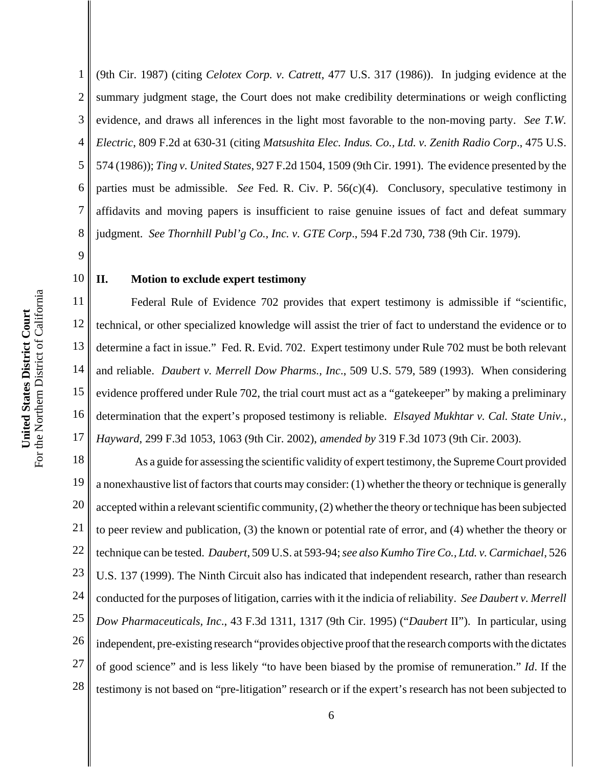(9th Cir. 1987) (citing *Celotex Corp. v. Catrett*, 477 U.S. 317 (1986)). In judging evidence at the summary judgment stage, the Court does not make credibility determinations or weigh conflicting evidence, and draws all inferences in the light most favorable to the non-moving party. *See T.W. Electric*, 809 F.2d at 630-31 (citing *Matsushita Elec. Indus. Co., Ltd. v. Zenith Radio Corp*., 475 U.S. 574 (1986)); *Ting v. United States*, 927 F.2d 1504, 1509 (9th Cir. 1991). The evidence presented by the parties must be admissible. *See* Fed. R. Civ. P. 56(c)(4). Conclusory, speculative testimony in affidavits and moving papers is insufficient to raise genuine issues of fact and defeat summary judgment. *See Thornhill Publ'g Co., Inc. v. GTE Corp*., 594 F.2d 730, 738 (9th Cir. 1979).

## II. Motion to exclude expert testimony

Federal Rule of Evidence 702 provides that expert testimony is admissible if "scientific, technical, or other specialized knowledge will assist the trier of fact to understand the evidence or to determine a fact in issue." Fed. R. Evid. 702. Expert testimony under Rule 702 must be both relevant and reliable. *Daubert v. Merrell Dow Pharms., Inc*., 509 U.S. 579, 589 (1993). When considering evidence proffered under Rule 702, the trial court must act as a "gatekeeper" by making a preliminary determination that the expert's proposed testimony is reliable. *Elsayed Mukhtar v. Cal. State Univ., Hayward*, 299 F.3d 1053, 1063 (9th Cir. 2002), *amended by* 319 F.3d 1073 (9th Cir. 2003).

As a guide for assessing the scientific validity of expert testimony, the Supreme Court provided a nonexhaustive list of factors that courts may consider: (1) whether the theory or technique is generally accepted within a relevant scientific community, (2) whether the theory or technique has been subjected to peer review and publication, (3) the known or potential rate of error, and (4) whether the theory or technique can be tested. *Daubert*, 509 U.S. at 593-94; *see also Kumho Tire Co., Ltd. v. Carmichael*, 526 U.S. 137 (1999). The Ninth Circuit also has indicated that independent research, rather than research conducted for the purposes of litigation, carries with it the indicia of reliability. *See Daubert v. Merrell Dow Pharmaceuticals, Inc*., 43 F.3d 1311, 1317 (9th Cir. 1995) ("*Daubert* II"). In particular, using independent, pre-existing research "provides objective proof that the research comports with the dictates of good science" and is less likely "to have been biased by the promise of remuneration." *Id*. If the testimony is not based on "pre-litigation" research or if the expert's research has not been subjected to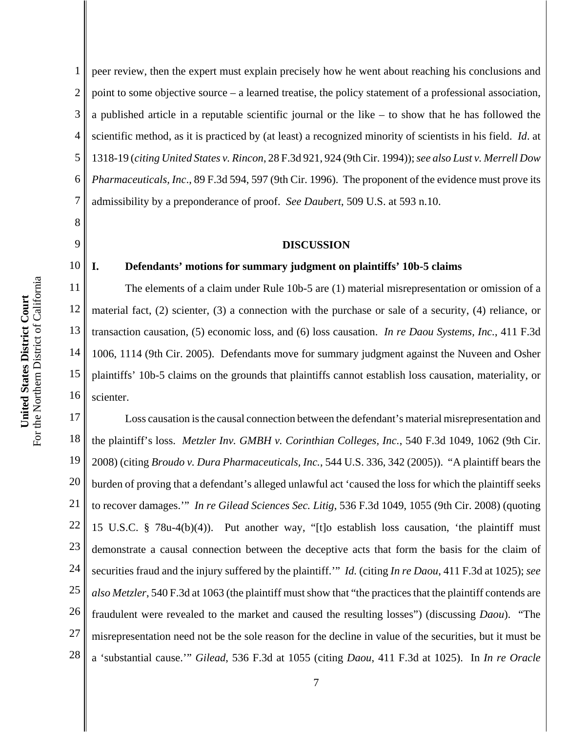peer review, then the expert must explain precisely how he went about reaching his conclusions and point to some objective source – a learned treatise, the policy statement of a professional association, a published article in a reputable scientific journal or the like – to show that he has followed the scientific method, as it is practiced by (at least) a recognized minority of scientists in his field. *Id*. at 1318-19 (*citing United States v. Rincon*, 28 F.3d 921, 924 (9th Cir. 1994)); *see also Lust v. Merrell Dow Pharmaceuticals, Inc*., 89 F.3d 594, 597 (9th Cir. 1996). The proponent of the evidence must prove its admissibility by a preponderance of proof. *See Daubert*, 509 U.S. at 593 n.10.

## DISCUSSION

### I. Defendants' motions for summary judgment on plaintiffs' 10b-5 claims

The elements of a claim under Rule 10b-5 are (1) material misrepresentation or omission of a material fact, (2) scienter, (3) a connection with the purchase or sale of a security, (4) reliance, or transaction causation, (5) economic loss, and (6) loss causation. *In re Daou Systems, Inc.*, 411 F.3d 1006, 1114 (9th Cir. 2005). Defendants move for summary judgment against the Nuveen and Osher plaintiffs' 10b-5 claims on the grounds that plaintiffs cannot establish loss causation, materiality, or scienter.

Loss causation is the causal connection between the defendant's material misrepresentation and the plaintiff's loss. *Metzler Inv. GMBH v. Corinthian Colleges, Inc.*, 540 F.3d 1049, 1062 (9th Cir. 2008) (citing *Broudo v. Dura Pharmaceuticals, Inc.*, 544 U.S. 336, 342 (2005)). "A plaintiff bears the burden of proving that a defendant's alleged unlawful act 'caused the loss for which the plaintiff seeks to recover damages.'" *In re Gilead Sciences Sec. Litig*, 536 F.3d 1049, 1055 (9th Cir. 2008) (quoting 15 U.S.C. § 78u-4(b)(4)). Put another way, "[t]o establish loss causation, 'the plaintiff must demonstrate a causal connection between the deceptive acts that form the basis for the claim of securities fraud and the injury suffered by the plaintiff.'" *Id.* (citing *In re Daou*, 411 F.3d at 1025); *see also Metzler*, 540 F.3d at 1063 (the plaintiff must show that "the practices that the plaintiff contends are fraudulent were revealed to the market and caused the resulting losses") (discussing *Daou*). "The misrepresentation need not be the sole reason for the decline in value of the securities, but it must be a 'substantial cause.'" *Gilead*, 536 F.3d at 1055 (citing *Daou*, 411 F.3d at 1025). In *In re Oracle*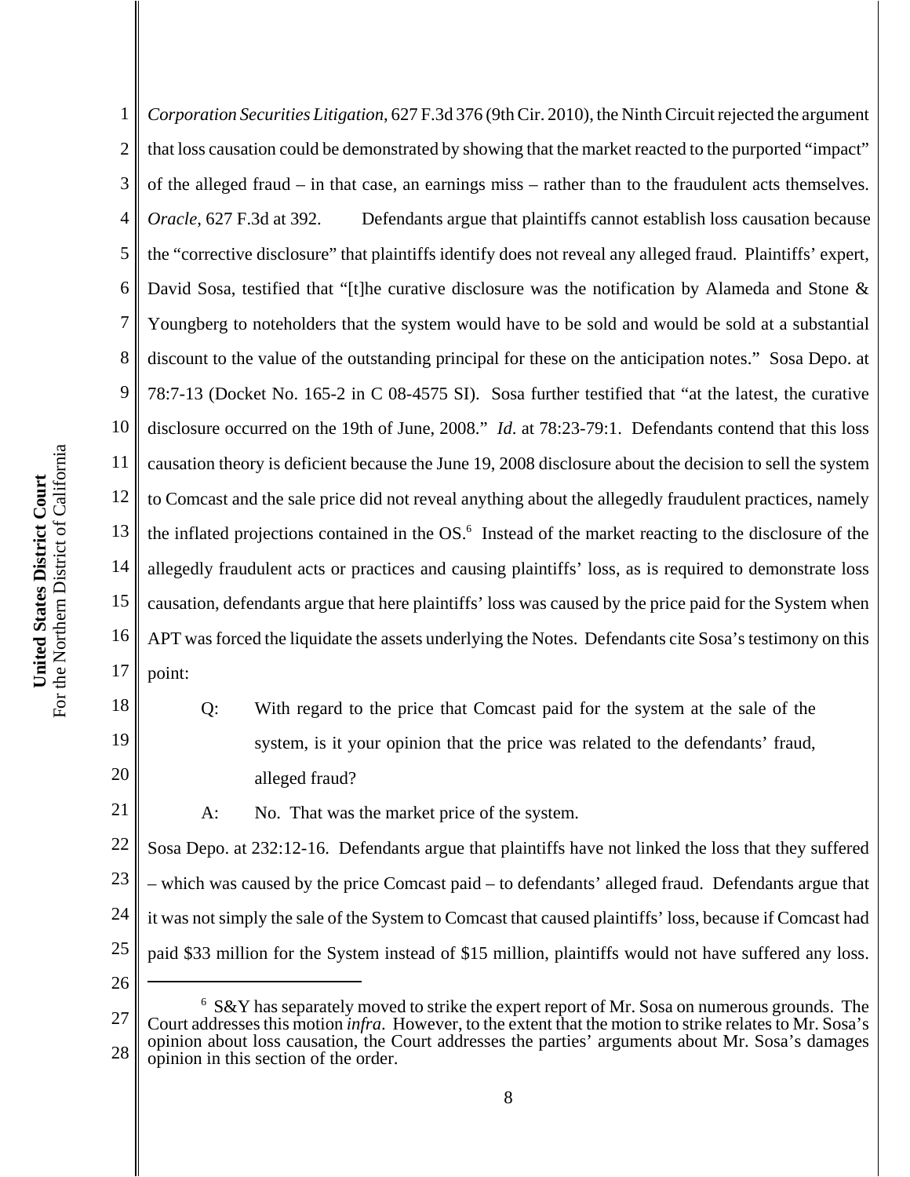*Corporation Securities Litigation*, 627 F.3d 376 (9th Cir. 2010), the Ninth Circuit rejected the argument that loss causation could be demonstrated by showing that the market reacted to the purported "impact" of the alleged fraud – in that case, an earnings miss – rather than to the fraudulent acts themselves. *Oracle*, 627 F.3d at 392. Defendants argue that plaintiffs cannot establish loss causation because the "corrective disclosure" that plaintiffs identify does not reveal any alleged fraud. Plaintiffs' expert, David Sosa, testified that "[t]he curative disclosure was the notification by Alameda and Stone & Youngberg to noteholders that the system would have to be sold and would be sold at a substantial discount to the value of the outstanding principal for these on the anticipation notes." Sosa Depo. at 78:7-13 (Docket No. 165-2 in C 08-4575 SI). Sosa further testified that "at the latest, the curative disclosure occurred on the 19th of June, 2008." *Id*. at 78:23-79:1. Defendants contend that this loss causation theory is deficient because the June 19, 2008 disclosure about the decision to sell the system to Comcast and the sale price did not reveal anything about the allegedly fraudulent practices, namely the inflated projections contained in the OS.[6] Instead of the market reacting to the disclosure of the allegedly fraudulent acts or practices and causing plaintiffs' loss, as is required to demonstrate loss causation, defendants argue that here plaintiffs' loss was caused by the price paid for the System when APT was forced the liquidate the assets underlying the Notes. Defendants cite Sosa's testimony on this point:

> Q: With regard to the price that Comcast paid for the system at the sale of the system, is it your opinion that the price was related to the defendants' fraud, alleged fraud?
>
> A: No. That was the market price of the system.

Sosa Depo. at 232:12-16. Defendants argue that plaintiffs have not linked the loss that they suffered – which was caused by the price Comcast paid – to defendants' alleged fraud. Defendants argue that it was not simply the sale of the System to Comcast that caused plaintiffs' loss, because if Comcast had paid $33 million for the System instead of $15 million, plaintiffs would not have suffered any loss.

---

[6] S&Y has separately moved to strike the expert report of Mr. Sosa on numerous grounds. The Court addresses this motion *infra*. However, to the extent that the motion to strike relates to Mr. Sosa's opinion about loss causation, the Court addresses the parties' arguments about Mr. Sosa's damages opinion in this section of the order.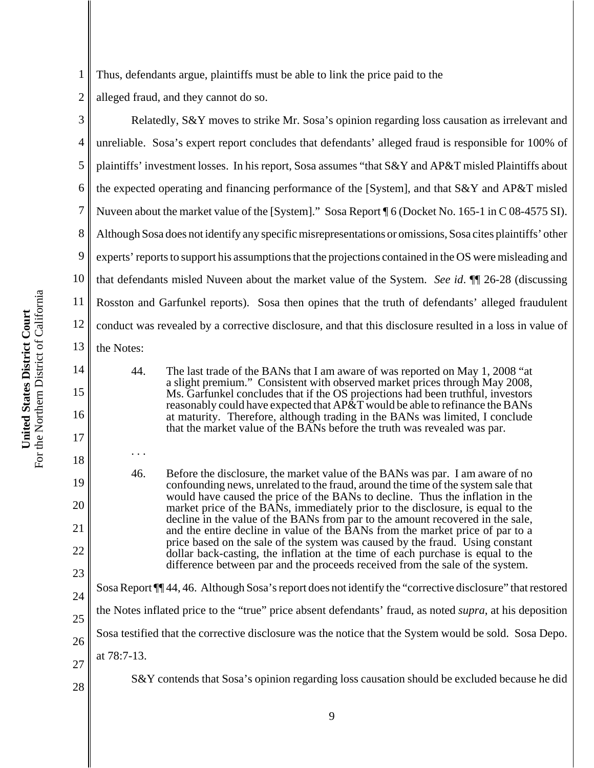Thus, defendants argue, plaintiffs must be able to link the price paid to the alleged fraud, and they cannot do so.

Relatedly, S&Y moves to strike Mr. Sosa's opinion regarding loss causation as irrelevant and unreliable. Sosa's expert report concludes that defendants' alleged fraud is responsible for 100% of plaintiffs' investment losses. In his report, Sosa assumes "that S&Y and AP&T misled Plaintiffs about the expected operating and financing performance of the [System], and that S&Y and AP&T misled Nuveen about the market value of the [System]." Sosa Report ¶ 6 (Docket No. 165-1 in C 08-4575 SI). Although Sosa does not identify any specific misrepresentations or omissions, Sosa cites plaintiffs' other experts' reports to support his assumptions that the projections contained in the OS were misleading and that defendants misled Nuveen about the market value of the System. *See id*. ¶¶ 26-28 (discussing Rosston and Garfunkel reports). Sosa then opines that the truth of defendants' alleged fraudulent conduct was revealed by a corrective disclosure, and that this disclosure resulted in a loss in value of the Notes:

> 44. The last trade of the BANs that I am aware of was reported on May 1, 2008 "at a slight premium." Consistent with observed market prices through May 2008, Ms. Garfunkel concludes that if the OS projections had been truthful, investors reasonably could have expected that AP&T would be able to refinance the BANs at maturity. Therefore, although trading in the BANs was limited, I conclude that the market value of the BANs before the truth was revealed was par.
>
> . . .
>
> 46. Before the disclosure, the market value of the BANs was par. I am aware of no confounding news, unrelated to the fraud, around the time of the system sale that would have caused the price of the BANs to decline. Thus the inflation in the market price of the BANs, immediately prior to the disclosure, is equal to the decline in the value of the BANs from par to the amount recovered in the sale, and the entire decline in value of the BANs from the market price of par to a price based on the sale of the system was caused by the fraud. Using constant dollar back-casting, the inflation at the time of each purchase is equal to the difference between par and the proceeds received from the sale of the system.

Sosa Report ¶¶ 44, 46. Although Sosa's report does not identify the "corrective disclosure" that restored the Notes inflated price to the "true" price absent defendants' fraud, as noted *supra*, at his deposition Sosa testified that the corrective disclosure was the notice that the System would be sold. Sosa Depo. at 78:7-13.

S&Y contends that Sosa's opinion regarding loss causation should be excluded because he did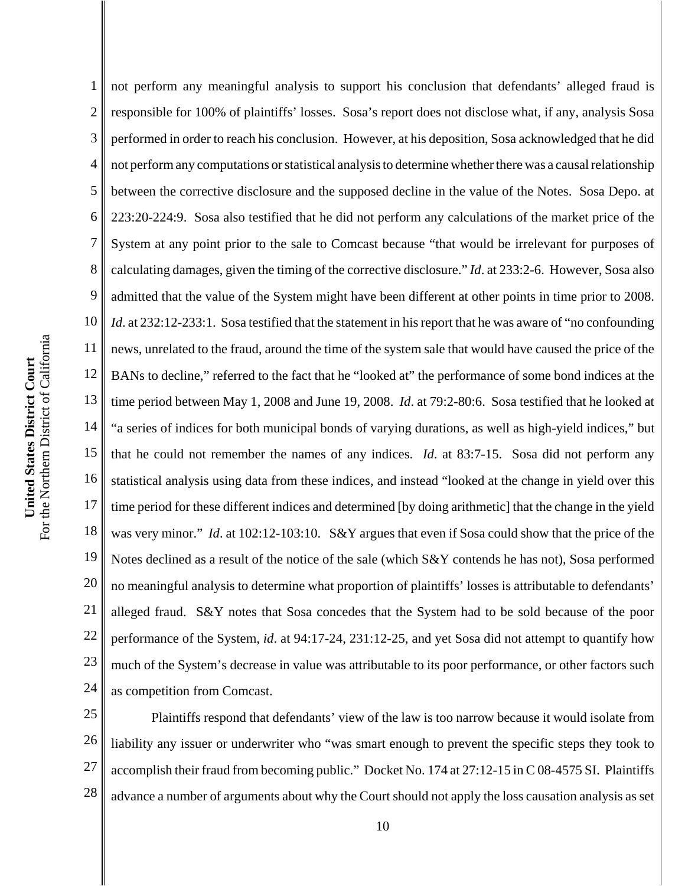not perform any meaningful analysis to support his conclusion that defendants' alleged fraud is responsible for 100% of plaintiffs' losses. Sosa's report does not disclose what, if any, analysis Sosa performed in order to reach his conclusion. However, at his deposition, Sosa acknowledged that he did not perform any computations or statistical analysis to determine whether there was a causal relationship between the corrective disclosure and the supposed decline in the value of the Notes. Sosa Depo. at 223:20-224:9. Sosa also testified that he did not perform any calculations of the market price of the System at any point prior to the sale to Comcast because "that would be irrelevant for purposes of calculating damages, given the timing of the corrective disclosure." *Id*. at 233:2-6. However, Sosa also admitted that the value of the System might have been different at other points in time prior to 2008. *Id*. at 232:12-233:1. Sosa testified that the statement in his report that he was aware of "no confounding news, unrelated to the fraud, around the time of the system sale that would have caused the price of the BANs to decline," referred to the fact that he "looked at" the performance of some bond indices at the time period between May 1, 2008 and June 19, 2008. *Id*. at 79:2-80:6. Sosa testified that he looked at "a series of indices for both municipal bonds of varying durations, as well as high-yield indices," but that he could not remember the names of any indices. *Id*. at 83:7-15. Sosa did not perform any statistical analysis using data from these indices, and instead "looked at the change in yield over this time period for these different indices and determined [by doing arithmetic] that the change in the yield was very minor." *Id*. at 102:12-103:10. S&Y argues that even if Sosa could show that the price of the Notes declined as a result of the notice of the sale (which S&Y contends he has not), Sosa performed no meaningful analysis to determine what proportion of plaintiffs' losses is attributable to defendants' alleged fraud. S&Y notes that Sosa concedes that the System had to be sold because of the poor performance of the System, *id*. at 94:17-24, 231:12-25, and yet Sosa did not attempt to quantify how much of the System's decrease in value was attributable to its poor performance, or other factors such as competition from Comcast.

Plaintiffs respond that defendants' view of the law is too narrow because it would isolate from liability any issuer or underwriter who "was smart enough to prevent the specific steps they took to accomplish their fraud from becoming public." Docket No. 174 at 27:12-15 in C 08-4575 SI. Plaintiffs advance a number of arguments about why the Court should not apply the loss causation analysis as set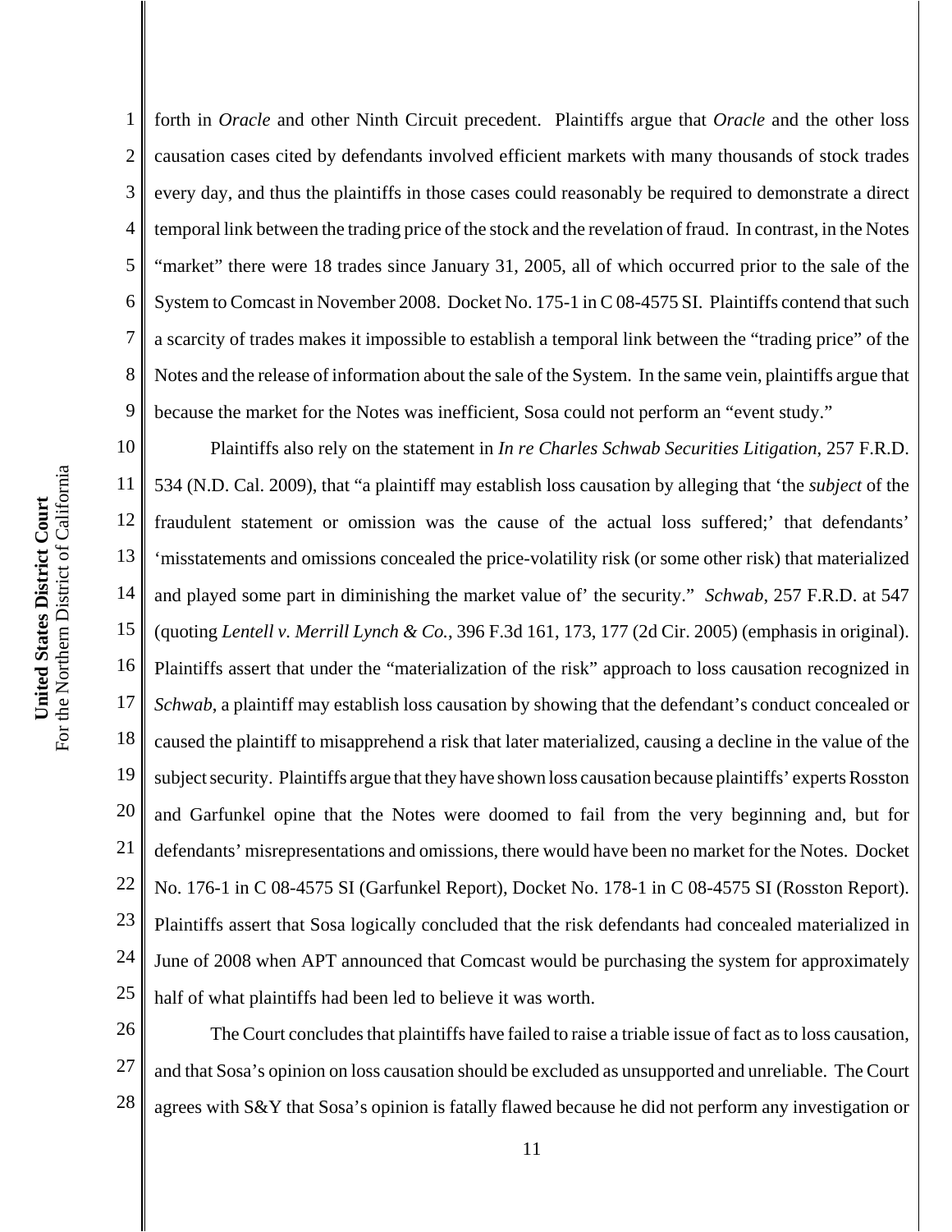forth in *Oracle* and other Ninth Circuit precedent. Plaintiffs argue that *Oracle* and the other loss causation cases cited by defendants involved efficient markets with many thousands of stock trades every day, and thus the plaintiffs in those cases could reasonably be required to demonstrate a direct temporal link between the trading price of the stock and the revelation of fraud. In contrast, in the Notes "market" there were 18 trades since January 31, 2005, all of which occurred prior to the sale of the System to Comcast in November 2008. Docket No. 175-1 in C 08-4575 SI. Plaintiffs contend that such a scarcity of trades makes it impossible to establish a temporal link between the "trading price" of the Notes and the release of information about the sale of the System. In the same vein, plaintiffs argue that because the market for the Notes was inefficient, Sosa could not perform an "event study."

Plaintiffs also rely on the statement in *In re Charles Schwab Securities Litigation*, 257 F.R.D. 534 (N.D. Cal. 2009), that "a plaintiff may establish loss causation by alleging that 'the *subject* of the fraudulent statement or omission was the cause of the actual loss suffered;' that defendants' 'misstatements and omissions concealed the price-volatility risk (or some other risk) that materialized and played some part in diminishing the market value of' the security." *Schwab*, 257 F.R.D. at 547 (quoting *Lentell v. Merrill Lynch & Co.*, 396 F.3d 161, 173, 177 (2d Cir. 2005) (emphasis in original). Plaintiffs assert that under the "materialization of the risk" approach to loss causation recognized in *Schwab*, a plaintiff may establish loss causation by showing that the defendant's conduct concealed or caused the plaintiff to misapprehend a risk that later materialized, causing a decline in the value of the subject security. Plaintiffs argue that they have shown loss causation because plaintiffs' experts Rosston and Garfunkel opine that the Notes were doomed to fail from the very beginning and, but for defendants' misrepresentations and omissions, there would have been no market for the Notes. Docket No. 176-1 in C 08-4575 SI (Garfunkel Report), Docket No. 178-1 in C 08-4575 SI (Rosston Report). Plaintiffs assert that Sosa logically concluded that the risk defendants had concealed materialized in June of 2008 when APT announced that Comcast would be purchasing the system for approximately half of what plaintiffs had been led to believe it was worth.

The Court concludes that plaintiffs have failed to raise a triable issue of fact as to loss causation, and that Sosa's opinion on loss causation should be excluded as unsupported and unreliable. The Court agrees with S&Y that Sosa's opinion is fatally flawed because he did not perform any investigation or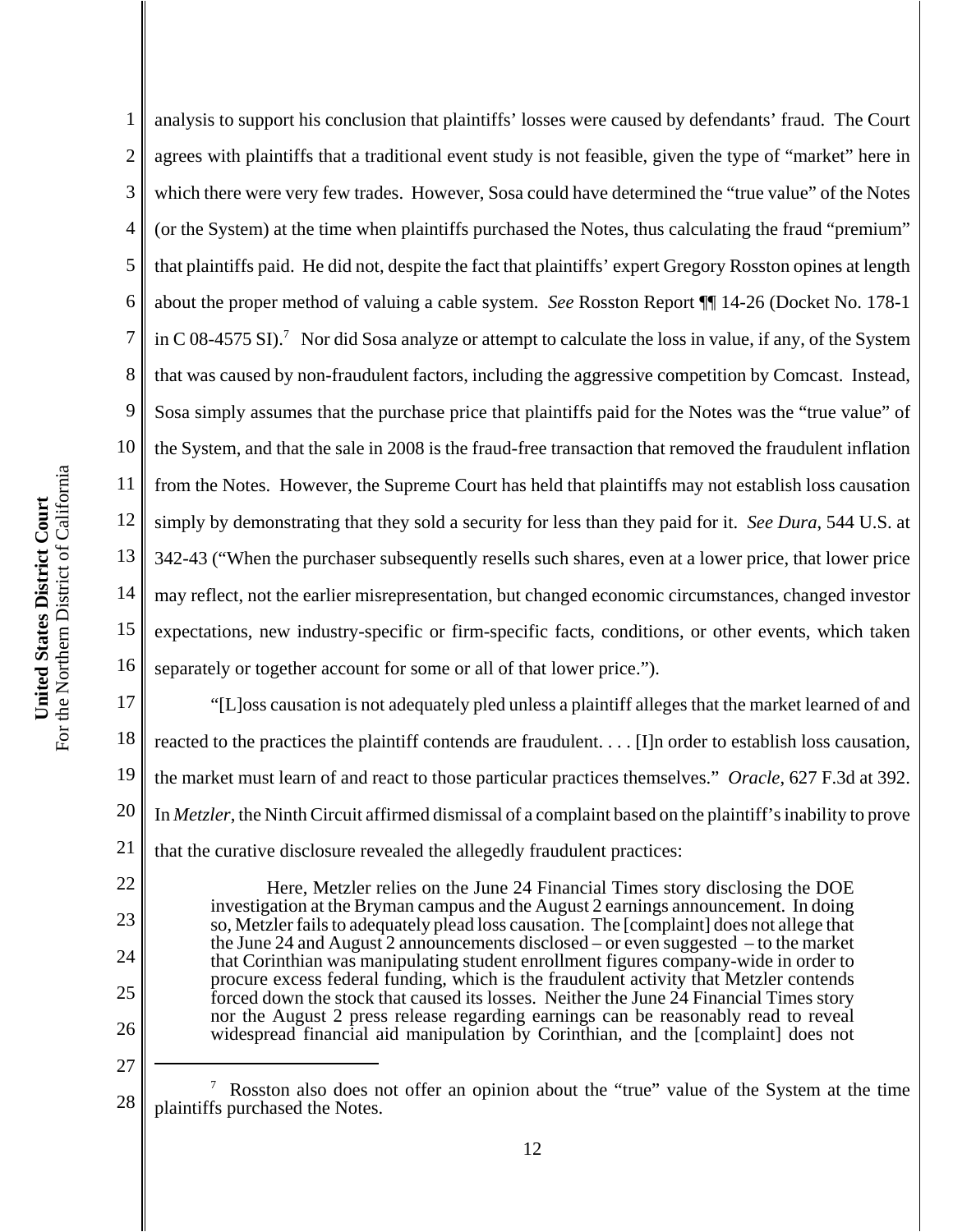analysis to support his conclusion that plaintiffs' losses were caused by defendants' fraud. The Court agrees with plaintiffs that a traditional event study is not feasible, given the type of "market" here in which there were very few trades. However, Sosa could have determined the "true value" of the Notes (or the System) at the time when plaintiffs purchased the Notes, thus calculating the fraud "premium" that plaintiffs paid. He did not, despite the fact that plaintiffs' expert Gregory Rosston opines at length about the proper method of valuing a cable system. *See* Rosston Report ¶¶ 14-26 (Docket No. 178-1 in C 08-4575 SI).[7] Nor did Sosa analyze or attempt to calculate the loss in value, if any, of the System that was caused by non-fraudulent factors, including the aggressive competition by Comcast. Instead, Sosa simply assumes that the purchase price that plaintiffs paid for the Notes was the "true value" of the System, and that the sale in 2008 is the fraud-free transaction that removed the fraudulent inflation from the Notes. However, the Supreme Court has held that plaintiffs may not establish loss causation simply by demonstrating that they sold a security for less than they paid for it. *See Dura*, 544 U.S. at 342-43 ("When the purchaser subsequently resells such shares, even at a lower price, that lower price may reflect, not the earlier misrepresentation, but changed economic circumstances, changed investor expectations, new industry-specific or firm-specific facts, conditions, or other events, which taken separately or together account for some or all of that lower price.").

"[L]oss causation is not adequately pled unless a plaintiff alleges that the market learned of and reacted to the practices the plaintiff contends are fraudulent. . . . [I]n order to establish loss causation, the market must learn of and react to those particular practices themselves." *Oracle*, 627 F.3d at 392. In *Metzler*, the Ninth Circuit affirmed dismissal of a complaint based on the plaintiff's inability to prove that the curative disclosure revealed the allegedly fraudulent practices:

> Here, Metzler relies on the June 24 Financial Times story disclosing the DOE investigation at the Bryman campus and the August 2 earnings announcement. In doing so, Metzler fails to adequately plead loss causation. The [complaint] does not allege that the June 24 and August 2 announcements disclosed – or even suggested – to the market that Corinthian was manipulating student enrollment figures company-wide in order to procure excess federal funding, which is the fraudulent activity that Metzler contends forced down the stock that caused its losses. Neither the June 24 Financial Times story nor the August 2 press release regarding earnings can be reasonably read to reveal widespread financial aid manipulation by Corinthian, and the [complaint] does not

---

[7] Rosston also does not offer an opinion about the "true" value of the System at the time plaintiffs purchased the Notes.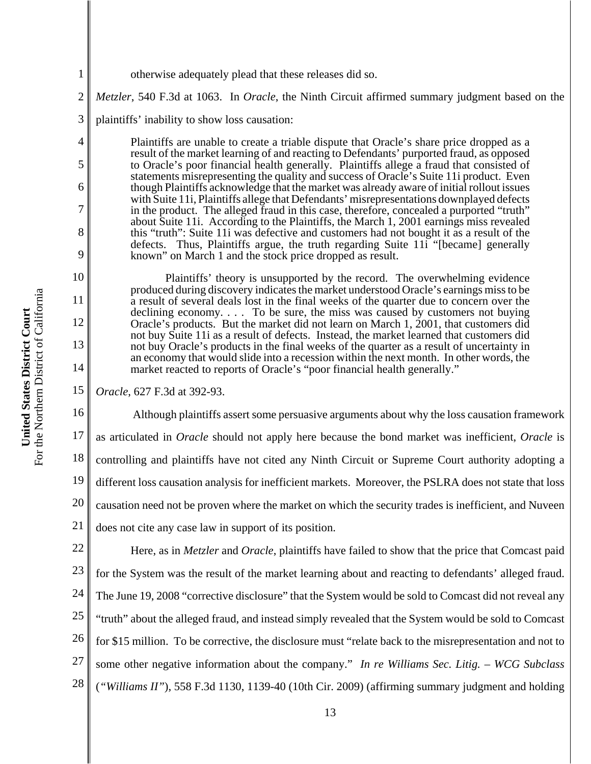otherwise adequately plead that these releases did so.

*Metzler*, 540 F.3d at 1063. In *Oracle*, the Ninth Circuit affirmed summary judgment based on the plaintiffs' inability to show loss causation:

> Plaintiffs are unable to create a triable dispute that Oracle's share price dropped as a result of the market learning of and reacting to Defendants' purported fraud, as opposed to Oracle's poor financial health generally. Plaintiffs allege a fraud that consisted of statements misrepresenting the quality and success of Oracle's Suite 11i product. Even though Plaintiffs acknowledge that the market was already aware of initial rollout issues with Suite 11i, Plaintiffs allege that Defendants' misrepresentations downplayed defects in the product. The alleged fraud in this case, therefore, concealed a purported "truth" about Suite 11i. According to the Plaintiffs, the March 1, 2001 earnings miss revealed this "truth": Suite 11i was defective and customers had not bought it as a result of the defects. Thus, Plaintiffs argue, the truth regarding Suite 11i "[became] generally known" on March 1 and the stock price dropped as result.
>
> Plaintiffs' theory is unsupported by the record. The overwhelming evidence produced during discovery indicates the market understood Oracle's earnings miss to be a result of several deals lost in the final weeks of the quarter due to concern over the declining economy. . . . To be sure, the miss was caused by customers not buying Oracle's products. But the market did not learn on March 1, 2001, that customers did not buy Suite 11i as a result of defects. Instead, the market learned that customers did not buy Oracle's products in the final weeks of the quarter as a result of uncertainty in an economy that would slide into a recession within the next month. In other words, the market reacted to reports of Oracle's "poor financial health generally."

*Oracle*, 627 F.3d at 392-93.

Although plaintiffs assert some persuasive arguments about why the loss causation framework as articulated in *Oracle* should not apply here because the bond market was inefficient, *Oracle* is controlling and plaintiffs have not cited any Ninth Circuit or Supreme Court authority adopting a different loss causation analysis for inefficient markets. Moreover, the PSLRA does not state that loss causation need not be proven where the market on which the security trades is inefficient, and Nuveen does not cite any case law in support of its position.

Here, as in *Metzler* and *Oracle*, plaintiffs have failed to show that the price that Comcast paid for the System was the result of the market learning about and reacting to defendants' alleged fraud. The June 19, 2008 "corrective disclosure" that the System would be sold to Comcast did not reveal any "truth" about the alleged fraud, and instead simply revealed that the System would be sold to Comcast for $15 million. To be corrective, the disclosure must "relate back to the misrepresentation and not to some other negative information about the company." *In re Williams Sec. Litig. – WCG Subclass* (*"Williams II"*), 558 F.3d 1130, 1139-40 (10th Cir. 2009) (affirming summary judgment and holding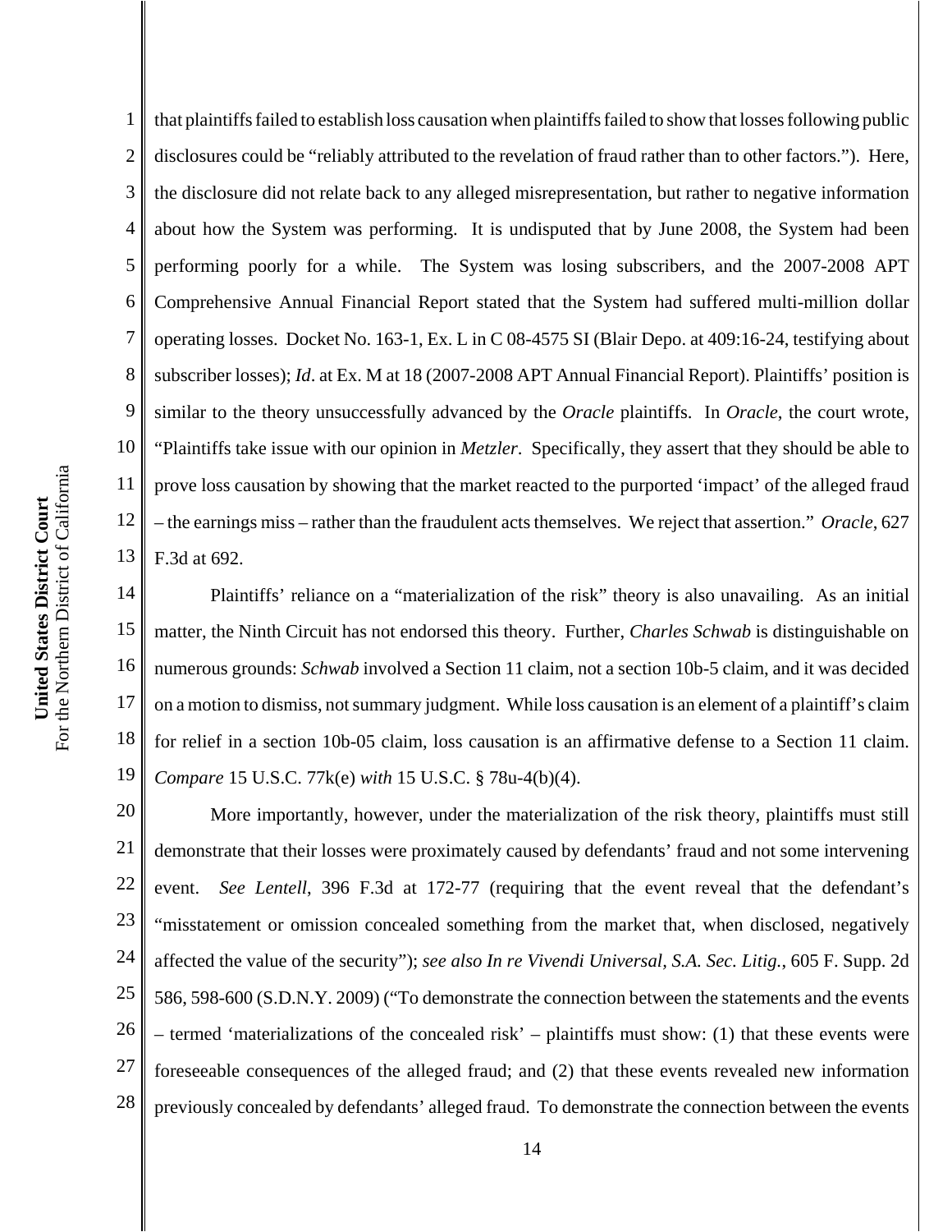that plaintiffs failed to establish loss causation when plaintiffs failed to show that losses following public disclosures could be "reliably attributed to the revelation of fraud rather than to other factors."). Here, the disclosure did not relate back to any alleged misrepresentation, but rather to negative information about how the System was performing. It is undisputed that by June 2008, the System had been performing poorly for a while. The System was losing subscribers, and the 2007-2008 APT Comprehensive Annual Financial Report stated that the System had suffered multi-million dollar operating losses. Docket No. 163-1, Ex. L in C 08-4575 SI (Blair Depo. at 409:16-24, testifying about subscriber losses); *Id*. at Ex. M at 18 (2007-2008 APT Annual Financial Report). Plaintiffs' position is similar to the theory unsuccessfully advanced by the *Oracle* plaintiffs. In *Oracle*, the court wrote, "Plaintiffs take issue with our opinion in *Metzler*. Specifically, they assert that they should be able to prove loss causation by showing that the market reacted to the purported 'impact' of the alleged fraud – the earnings miss – rather than the fraudulent acts themselves. We reject that assertion." *Oracle*, 627 F.3d at 692.

Plaintiffs' reliance on a "materialization of the risk" theory is also unavailing. As an initial matter, the Ninth Circuit has not endorsed this theory. Further, *Charles Schwab* is distinguishable on numerous grounds: *Schwab* involved a Section 11 claim, not a section 10b-5 claim, and it was decided on a motion to dismiss, not summary judgment. While loss causation is an element of a plaintiff's claim for relief in a section 10b-05 claim, loss causation is an affirmative defense to a Section 11 claim. *Compare* 15 U.S.C. 77k(e) *with* 15 U.S.C. § 78u-4(b)(4).

More importantly, however, under the materialization of the risk theory, plaintiffs must still demonstrate that their losses were proximately caused by defendants' fraud and not some intervening event. *See Lentell*, 396 F.3d at 172-77 (requiring that the event reveal that the defendant's "misstatement or omission concealed something from the market that, when disclosed, negatively affected the value of the security"); *see also In re Vivendi Universal*, *S.A. Sec. Litig.*, 605 F. Supp. 2d 586, 598-600 (S.D.N.Y. 2009) ("To demonstrate the connection between the statements and the events – termed 'materializations of the concealed risk' – plaintiffs must show: (1) that these events were foreseeable consequences of the alleged fraud; and (2) that these events revealed new information previously concealed by defendants' alleged fraud. To demonstrate the connection between the events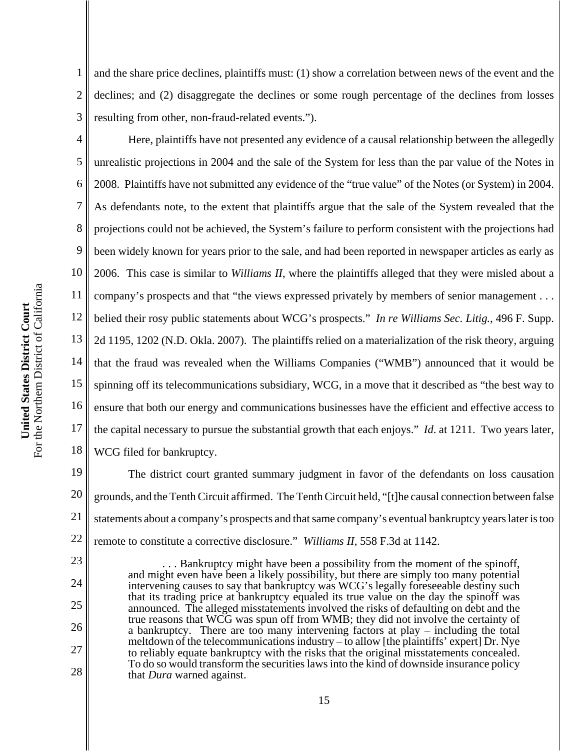and the share price declines, plaintiffs must: (1) show a correlation between news of the event and the declines; and (2) disaggregate the declines or some rough percentage of the declines from losses resulting from other, non-fraud-related events.").

Here, plaintiffs have not presented any evidence of a causal relationship between the allegedly unrealistic projections in 2004 and the sale of the System for less than the par value of the Notes in 2008. Plaintiffs have not submitted any evidence of the "true value" of the Notes (or System) in 2004. As defendants note, to the extent that plaintiffs argue that the sale of the System revealed that the projections could not be achieved, the System's failure to perform consistent with the projections had been widely known for years prior to the sale, and had been reported in newspaper articles as early as 2006. This case is similar to *Williams II*, where the plaintiffs alleged that they were misled about a company's prospects and that "the views expressed privately by members of senior management . . . belied their rosy public statements about WCG's prospects." *In re Williams Sec. Litig.*, 496 F. Supp. 2d 1195, 1202 (N.D. Okla. 2007). The plaintiffs relied on a materialization of the risk theory, arguing that the fraud was revealed when the Williams Companies ("WMB") announced that it would be spinning off its telecommunications subsidiary, WCG, in a move that it described as "the best way to ensure that both our energy and communications businesses have the efficient and effective access to the capital necessary to pursue the substantial growth that each enjoys." *Id*. at 1211. Two years later, WCG filed for bankruptcy.

The district court granted summary judgment in favor of the defendants on loss causation grounds, and the Tenth Circuit affirmed. The Tenth Circuit held, "[t]he causal connection between false statements about a company's prospects and that same company's eventual bankruptcy years later is too remote to constitute a corrective disclosure." *Williams II*, 558 F.3d at 1142.

> . . . Bankruptcy might have been a possibility from the moment of the spinoff, and might even have been a likely possibility, but there are simply too many potential intervening causes to say that bankruptcy was WCG's legally foreseeable destiny such that its trading price at bankruptcy equaled its true value on the day the spinoff was announced. The alleged misstatements involved the risks of defaulting on debt and the true reasons that WCG was spun off from WMB; they did not involve the certainty of a bankruptcy. There are too many intervening factors at play – including the total meltdown of the telecommunications industry – to allow [the plaintiffs' expert] Dr. Nye to reliably equate bankruptcy with the risks that the original misstatements concealed. To do so would transform the securities laws into the kind of downside insurance policy that *Dura* warned against.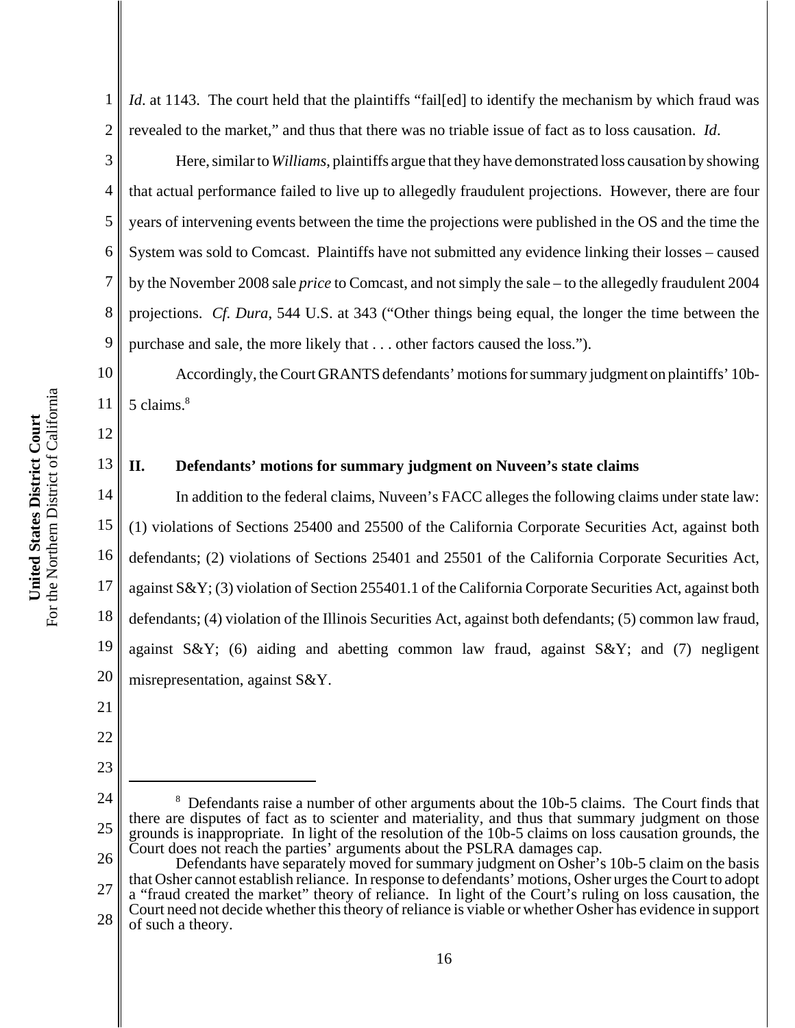*Id.* at 1143. The court held that the plaintiffs "fail[ed] to identify the mechanism by which fraud was revealed to the market," and thus that there was no triable issue of fact as to loss causation. *Id*.

Here, similar to *Williams*, plaintiffs argue that they have demonstrated loss causation by showing that actual performance failed to live up to allegedly fraudulent projections. However, there are four years of intervening events between the time the projections were published in the OS and the time the System was sold to Comcast. Plaintiffs have not submitted any evidence linking their losses – caused by the November 2008 sale *price* to Comcast, and not simply the sale – to the allegedly fraudulent 2004 projections. *Cf. Dura*, 544 U.S. at 343 ("Other things being equal, the longer the time between the purchase and sale, the more likely that . . . other factors caused the loss.").

Accordingly, the Court GRANTS defendants' motions for summary judgment on plaintiffs' 10b-5 claims.[8]

## II. Defendants' motions for summary judgment on Nuveen's state claims

In addition to the federal claims, Nuveen's FACC alleges the following claims under state law: (1) violations of Sections 25400 and 25500 of the California Corporate Securities Act, against both defendants; (2) violations of Sections 25401 and 25501 of the California Corporate Securities Act, against S&Y; (3) violation of Section 255401.1 of the California Corporate Securities Act, against both defendants; (4) violation of the Illinois Securities Act, against both defendants; (5) common law fraud, against S&Y; (6) aiding and abetting common law fraud, against S&Y; and (7) negligent misrepresentation, against S&Y.

---

[8] Defendants raise a number of other arguments about the 10b-5 claims. The Court finds that there are disputes of fact as to scienter and materiality, and thus that summary judgment on those grounds is inappropriate. In light of the resolution of the 10b-5 claims on loss causation grounds, the Court does not reach the parties' arguments about the PSLRA damages cap.

Defendants have separately moved for summary judgment on Osher's 10b-5 claim on the basis that Osher cannot establish reliance. In response to defendants' motions, Osher urges the Court to adopt a "fraud created the market" theory of reliance. In light of the Court's ruling on loss causation, the Court need not decide whether this theory of reliance is viable or whether Osher has evidence in support of such a theory.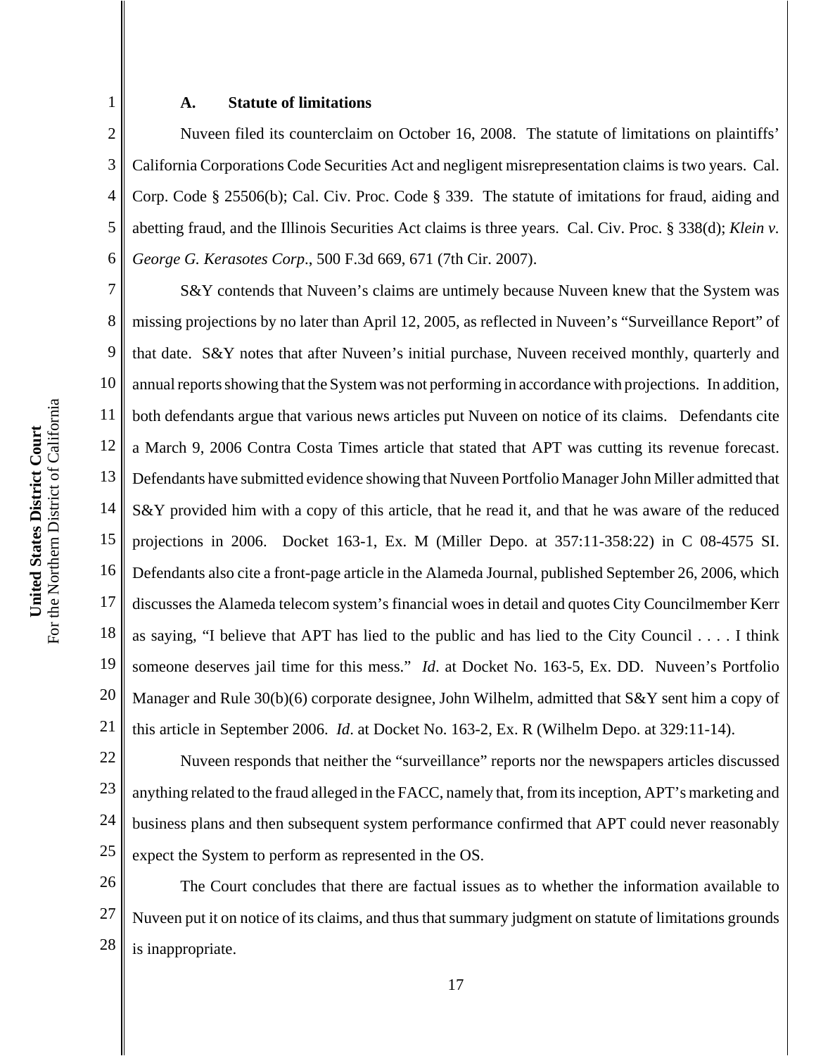### A. Statute of limitations

Nuveen filed its counterclaim on October 16, 2008. The statute of limitations on plaintiffs' California Corporations Code Securities Act and negligent misrepresentation claims is two years. Cal. Corp. Code § 25506(b); Cal. Civ. Proc. Code § 339. The statute of imitations for fraud, aiding and abetting fraud, and the Illinois Securities Act claims is three years. Cal. Civ. Proc. § 338(d); *Klein v. George G. Kerasotes Corp*., 500 F.3d 669, 671 (7th Cir. 2007).

S&Y contends that Nuveen's claims are untimely because Nuveen knew that the System was missing projections by no later than April 12, 2005, as reflected in Nuveen's "Surveillance Report" of that date. S&Y notes that after Nuveen's initial purchase, Nuveen received monthly, quarterly and annual reports showing that the System was not performing in accordance with projections. In addition, both defendants argue that various news articles put Nuveen on notice of its claims. Defendants cite a March 9, 2006 Contra Costa Times article that stated that APT was cutting its revenue forecast. Defendants have submitted evidence showing that Nuveen Portfolio Manager John Miller admitted that S&Y provided him with a copy of this article, that he read it, and that he was aware of the reduced projections in 2006. Docket 163-1, Ex. M (Miller Depo. at 357:11-358:22) in C 08-4575 SI. Defendants also cite a front-page article in the Alameda Journal, published September 26, 2006, which discusses the Alameda telecom system's financial woes in detail and quotes City Councilmember Kerr as saying, "I believe that APT has lied to the public and has lied to the City Council . . . . I think someone deserves jail time for this mess." *Id*. at Docket No. 163-5, Ex. DD. Nuveen's Portfolio Manager and Rule 30(b)(6) corporate designee, John Wilhelm, admitted that S&Y sent him a copy of this article in September 2006. *Id*. at Docket No. 163-2, Ex. R (Wilhelm Depo. at 329:11-14).

Nuveen responds that neither the "surveillance" reports nor the newspapers articles discussed anything related to the fraud alleged in the FACC, namely that, from its inception, APT's marketing and business plans and then subsequent system performance confirmed that APT could never reasonably expect the System to perform as represented in the OS.

The Court concludes that there are factual issues as to whether the information available to Nuveen put it on notice of its claims, and thus that summary judgment on statute of limitations grounds is inappropriate.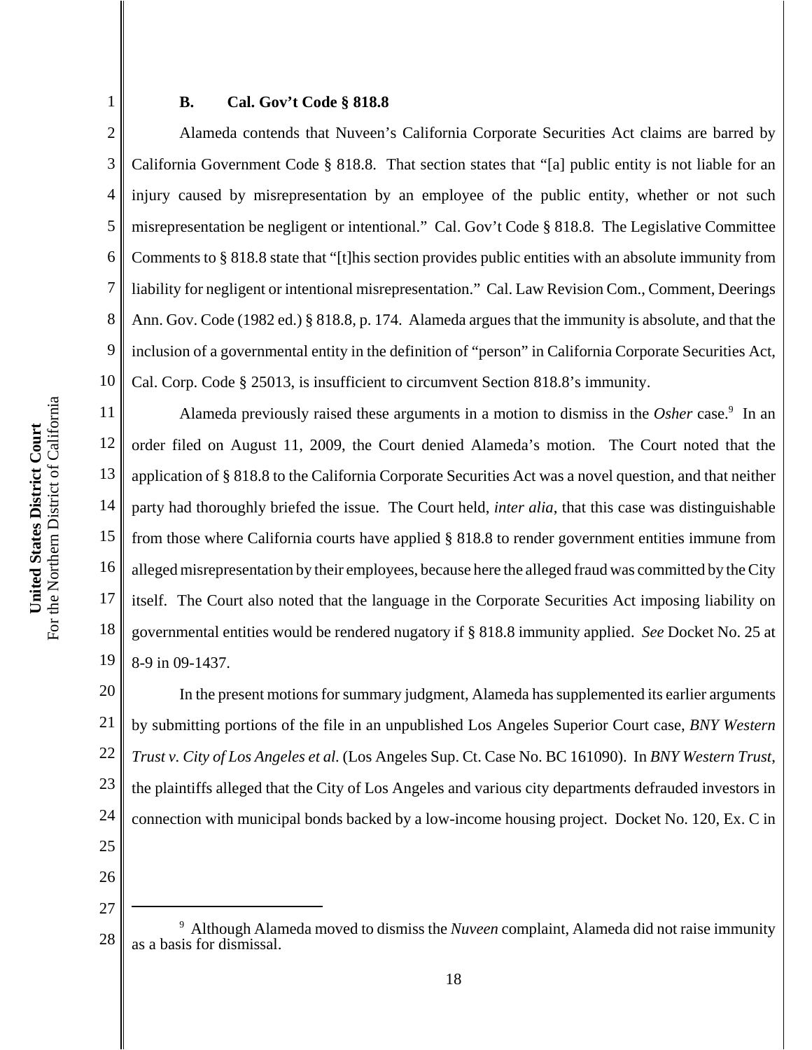### B. Cal. Gov't Code § 818.8

Alameda contends that Nuveen's California Corporate Securities Act claims are barred by California Government Code § 818.8. That section states that "[a] public entity is not liable for an injury caused by misrepresentation by an employee of the public entity, whether or not such misrepresentation be negligent or intentional." Cal. Gov't Code § 818.8. The Legislative Committee Comments to § 818.8 state that "[t]his section provides public entities with an absolute immunity from liability for negligent or intentional misrepresentation." Cal. Law Revision Com., Comment, Deerings Ann. Gov. Code (1982 ed.) § 818.8, p. 174. Alameda argues that the immunity is absolute, and that the inclusion of a governmental entity in the definition of "person" in California Corporate Securities Act, Cal. Corp. Code § 25013, is insufficient to circumvent Section 818.8's immunity.

Alameda previously raised these arguments in a motion to dismiss in the *Osher* case.[9] In an order filed on August 11, 2009, the Court denied Alameda's motion. The Court noted that the application of § 818.8 to the California Corporate Securities Act was a novel question, and that neither party had thoroughly briefed the issue. The Court held, *inter alia*, that this case was distinguishable from those where California courts have applied § 818.8 to render government entities immune from alleged misrepresentation by their employees, because here the alleged fraud was committed by the City itself. The Court also noted that the language in the Corporate Securities Act imposing liability on governmental entities would be rendered nugatory if § 818.8 immunity applied. *See* Docket No. 25 at 8-9 in 09-1437.

In the present motions for summary judgment, Alameda has supplemented its earlier arguments by submitting portions of the file in an unpublished Los Angeles Superior Court case, *BNY Western Trust v. City of Los Angeles et al.* (Los Angeles Sup. Ct. Case No. BC 161090). In *BNY Western Trust*, the plaintiffs alleged that the City of Los Angeles and various city departments defrauded investors in connection with municipal bonds backed by a low-income housing project. Docket No. 120, Ex. C in

---

[9] Although Alameda moved to dismiss the *Nuveen* complaint, Alameda did not raise immunity as a basis for dismissal.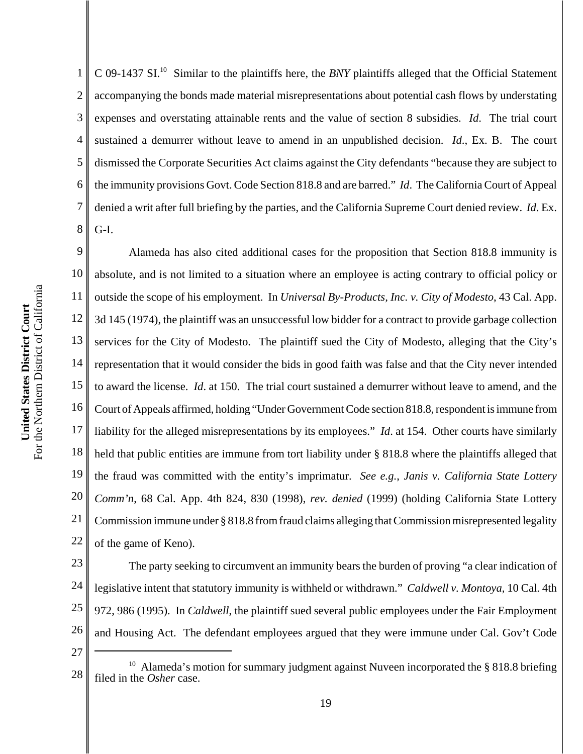C 09-1437 SI.[10] Similar to the plaintiffs here, the *BNY* plaintiffs alleged that the Official Statement accompanying the bonds made material misrepresentations about potential cash flows by understating expenses and overstating attainable rents and the value of section 8 subsidies. *Id*. The trial court sustained a demurrer without leave to amend in an unpublished decision. *Id*., Ex. B. The court dismissed the Corporate Securities Act claims against the City defendants "because they are subject to the immunity provisions Govt. Code Section 818.8 and are barred." *Id*. The California Court of Appeal denied a writ after full briefing by the parties, and the California Supreme Court denied review. *Id*. Ex. G-I.

Alameda has also cited additional cases for the proposition that Section 818.8 immunity is absolute, and is not limited to a situation where an employee is acting contrary to official policy or outside the scope of his employment. In *Universal By-Products, Inc. v. City of Modesto*, 43 Cal. App. 3d 145 (1974), the plaintiff was an unsuccessful low bidder for a contract to provide garbage collection services for the City of Modesto. The plaintiff sued the City of Modesto, alleging that the City's representation that it would consider the bids in good faith was false and that the City never intended to award the license. *Id*. at 150. The trial court sustained a demurrer without leave to amend, and the Court of Appeals affirmed, holding "Under Government Code section 818.8, respondent is immune from liability for the alleged misrepresentations by its employees." *Id*. at 154. Other courts have similarly held that public entities are immune from tort liability under § 818.8 where the plaintiffs alleged that the fraud was committed with the entity's imprimatur. *See e.g.*, *Janis v. California State Lottery Comm'n*, 68 Cal. App. 4th 824, 830 (1998), *rev. denied* (1999) (holding California State Lottery Commission immune under § 818.8 from fraud claims alleging that Commission misrepresented legality of the game of Keno).

The party seeking to circumvent an immunity bears the burden of proving "a clear indication of legislative intent that statutory immunity is withheld or withdrawn." *Caldwell v. Montoya*, 10 Cal. 4th 972, 986 (1995). In *Caldwell*, the plaintiff sued several public employees under the Fair Employment and Housing Act. The defendant employees argued that they were immune under Cal. Gov't Code

---

[10] Alameda's motion for summary judgment against Nuveen incorporated the § 818.8 briefing filed in the *Osher* case.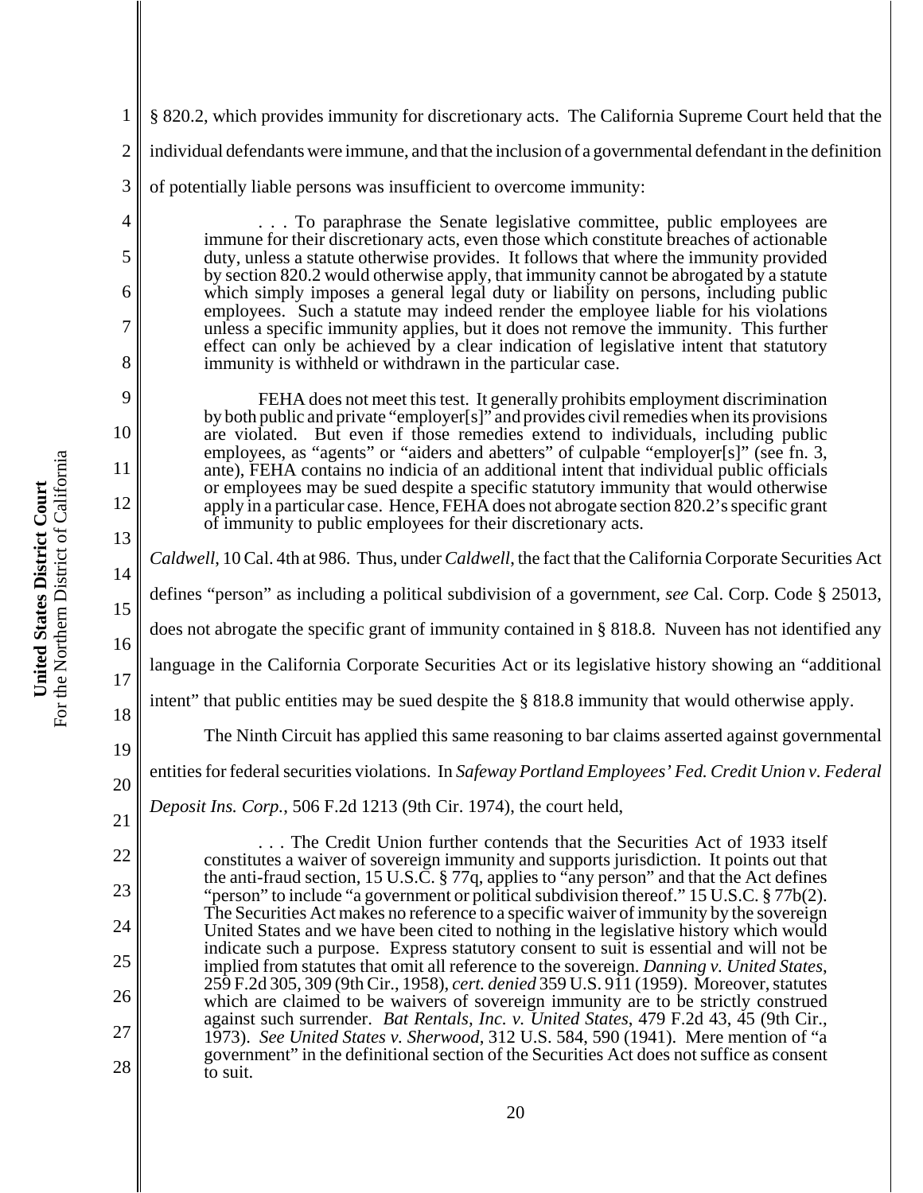§ 820.2, which provides immunity for discretionary acts. The California Supreme Court held that the individual defendants were immune, and that the inclusion of a governmental defendant in the definition of potentially liable persons was insufficient to overcome immunity:

> . . . To paraphrase the Senate legislative committee, public employees are immune for their discretionary acts, even those which constitute breaches of actionable duty, unless a statute otherwise provides. It follows that where the immunity provided by section 820.2 would otherwise apply, that immunity cannot be abrogated by a statute which simply imposes a general legal duty or liability on persons, including public employees. Such a statute may indeed render the employee liable for his violations unless a specific immunity applies, but it does not remove the immunity. This further effect can only be achieved by a clear indication of legislative intent that statutory immunity is withheld or withdrawn in the particular case.
>
> FEHA does not meet this test. It generally prohibits employment discrimination by both public and private "employer[s]" and provides civil remedies when its provisions are violated. But even if those remedies extend to individuals, including public employees, as "agents" or "aiders and abetters" of culpable "employer[s]" (see fn. 3, ante), FEHA contains no indicia of an additional intent that individual public officials or employees may be sued despite a specific statutory immunity that would otherwise apply in a particular case. Hence, FEHA does not abrogate section 820.2's specific grant of immunity to public employees for their discretionary acts.

*Caldwell*, 10 Cal. 4th at 986. Thus, under *Caldwell*, the fact that the California Corporate Securities Act defines "person" as including a political subdivision of a government, *see* Cal. Corp. Code § 25013, does not abrogate the specific grant of immunity contained in § 818.8. Nuveen has not identified any language in the California Corporate Securities Act or its legislative history showing an "additional intent" that public entities may be sued despite the § 818.8 immunity that would otherwise apply.

The Ninth Circuit has applied this same reasoning to bar claims asserted against governmental entities for federal securities violations. In *Safeway Portland Employees' Fed. Credit Union v. Federal Deposit Ins. Corp.*, 506 F.2d 1213 (9th Cir. 1974), the court held,

> . . . The Credit Union further contends that the Securities Act of 1933 itself constitutes a waiver of sovereign immunity and supports jurisdiction. It points out that the anti-fraud section, 15 U.S.C. § 77q, applies to "any person" and that the Act defines "person" to include "a government or political subdivision thereof." 15 U.S.C. § 77b(2). The Securities Act makes no reference to a specific waiver of immunity by the sovereign United States and we have been cited to nothing in the legislative history which would indicate such a purpose. Express statutory consent to suit is essential and will not be implied from statutes that omit all reference to the sovereign. *Danning v. United States*, 259 F.2d 305, 309 (9th Cir., 1958), *cert. denied* 359 U.S. 911 (1959). Moreover, statutes which are claimed to be waivers of sovereign immunity are to be strictly construed against such surrender. *Bat Rentals, Inc. v. United States*, 479 F.2d 43, 45 (9th Cir., 1973). *See United States v. Sherwood*, 312 U.S. 584, 590 (1941). Mere mention of "a government" in the definitional section of the Securities Act does not suffice as consent to suit.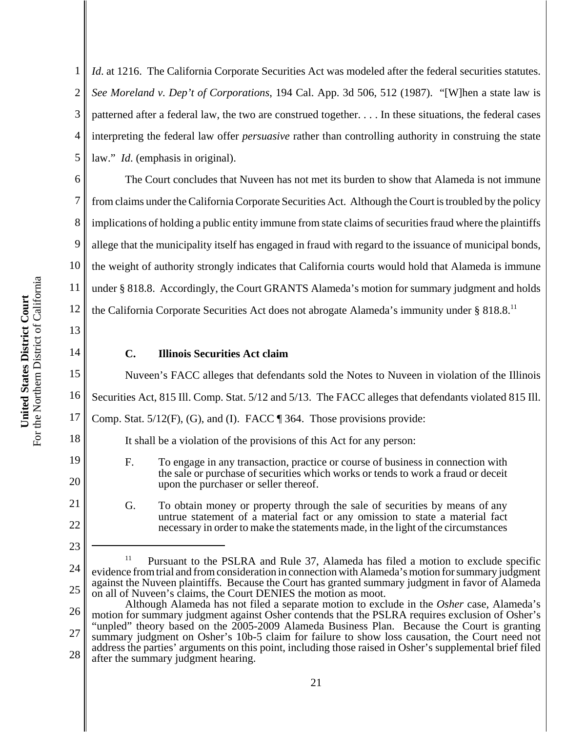*Id.* at 1216. The California Corporate Securities Act was modeled after the federal securities statutes. *See Moreland v. Dep't of Corporations*, 194 Cal. App. 3d 506, 512 (1987). "[W]hen a state law is patterned after a federal law, the two are construed together. . . . In these situations, the federal cases interpreting the federal law offer *persuasive* rather than controlling authority in construing the state law." *Id.* (emphasis in original).

The Court concludes that Nuveen has not met its burden to show that Alameda is not immune from claims under the California Corporate Securities Act. Although the Court is troubled by the policy implications of holding a public entity immune from state claims of securities fraud where the plaintiffs allege that the municipality itself has engaged in fraud with regard to the issuance of municipal bonds, the weight of authority strongly indicates that California courts would hold that Alameda is immune under § 818.8. Accordingly, the Court GRANTS Alameda's motion for summary judgment and holds the California Corporate Securities Act does not abrogate Alameda's immunity under § 818.8.[11]

### C. Illinois Securities Act claim

Nuveen's FACC alleges that defendants sold the Notes to Nuveen in violation of the Illinois Securities Act, 815 Ill. Comp. Stat. 5/12 and 5/13. The FACC alleges that defendants violated 815 Ill. Comp. Stat. 5/12(F), (G), and (I). FACC ¶ 364. Those provisions provide:

> It shall be a violation of the provisions of this Act for any person:
>
> F. To engage in any transaction, practice or course of business in connection with the sale or purchase of securities which works or tends to work a fraud or deceit upon the purchaser or seller thereof.
>
> G. To obtain money or property through the sale of securities by means of any untrue statement of a material fact or any omission to state a material fact necessary in order to make the statements made, in the light of the circumstances

---

[11] Pursuant to the PSLRA and Rule 37, Alameda has filed a motion to exclude specific evidence from trial and from consideration in connection with Alameda's motion for summary judgment against the Nuveen plaintiffs. Because the Court has granted summary judgment in favor of Alameda on all of Nuveen's claims, the Court DENIES the motion as moot.

Although Alameda has not filed a separate motion to exclude in the *Osher* case, Alameda's motion for summary judgment against Osher contends that the PSLRA requires exclusion of Osher's "unpled" theory based on the 2005-2009 Alameda Business Plan. Because the Court is granting summary judgment on Osher's 10b-5 claim for failure to show loss causation, the Court need not address the parties' arguments on this point, including those raised in Osher's supplemental brief filed after the summary judgment hearing.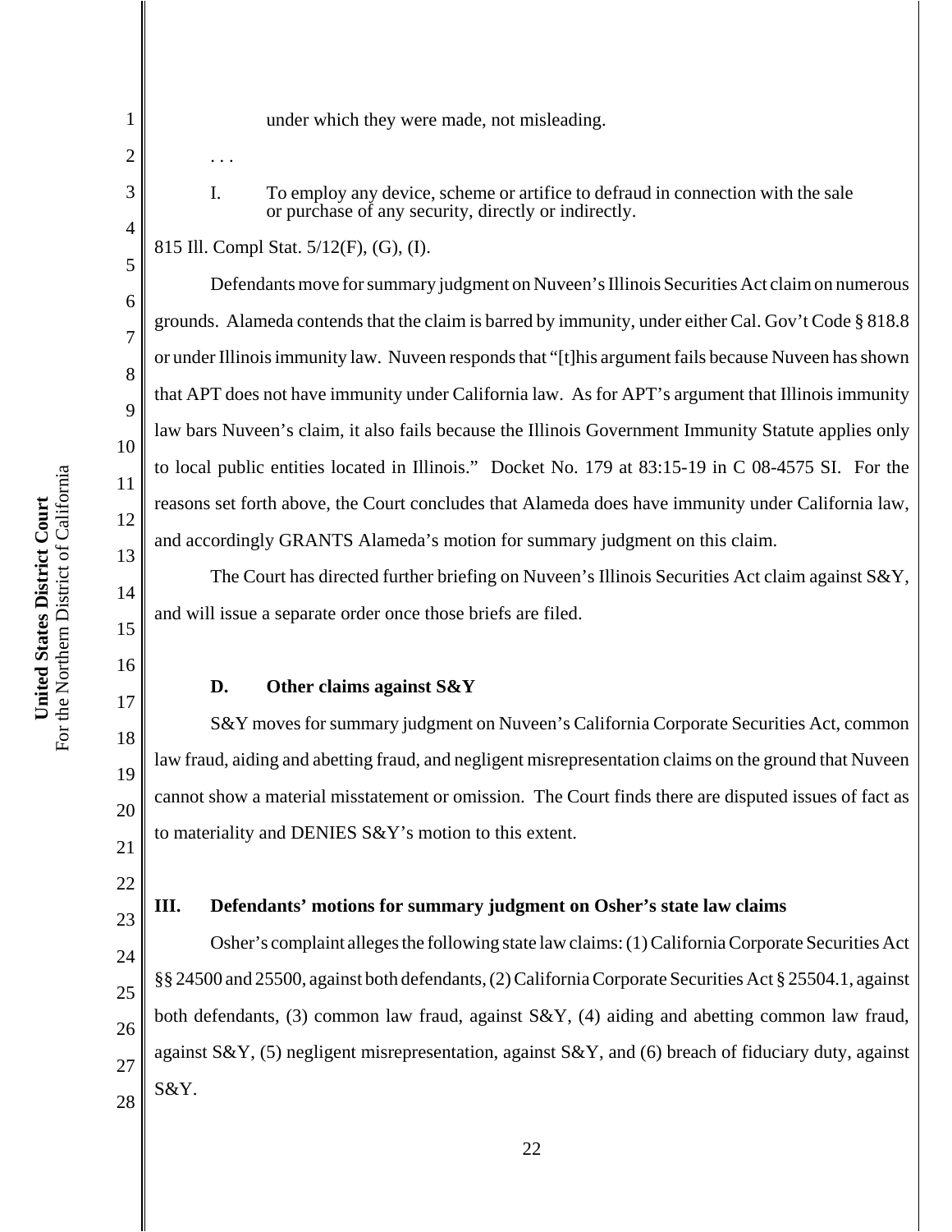under which they were made, not misleading.

. . .

I. To employ any device, scheme or artifice to defraud in connection with the sale or purchase of any security, directly or indirectly.

815 Ill. Compl Stat. 5/12(F), (G), (I).

Defendants move for summary judgment on Nuveen's Illinois Securities Act claim on numerous grounds. Alameda contends that the claim is barred by immunity, under either Cal. Gov't Code § 818.8 or under Illinois immunity law. Nuveen responds that "[t]his argument fails because Nuveen has shown that APT does not have immunity under California law. As for APT's argument that Illinois immunity law bars Nuveen's claim, it also fails because the Illinois Government Immunity Statute applies only to local public entities located in Illinois." Docket No. 179 at 83:15-19 in C 08-4575 SI. For the reasons set forth above, the Court concludes that Alameda does have immunity under California law, and accordingly GRANTS Alameda's motion for summary judgment on this claim.

The Court has directed further briefing on Nuveen's Illinois Securities Act claim against S&Y, and will issue a separate order once those briefs are filed.

### D. Other claims against S&Y

S&Y moves for summary judgment on Nuveen's California Corporate Securities Act, common law fraud, aiding and abetting fraud, and negligent misrepresentation claims on the ground that Nuveen cannot show a material misstatement or omission. The Court finds there are disputed issues of fact as to materiality and DENIES S&Y's motion to this extent.

## III. Defendants' motions for summary judgment on Osher's state law claims

Osher's complaint alleges the following state law claims: (1) California Corporate Securities Act §§ 24500 and 25500, against both defendants, (2) California Corporate Securities Act § 25504.1, against both defendants, (3) common law fraud, against S&Y, (4) aiding and abetting common law fraud, against S&Y, (5) negligent misrepresentation, against S&Y, and (6) breach of fiduciary duty, against S&Y.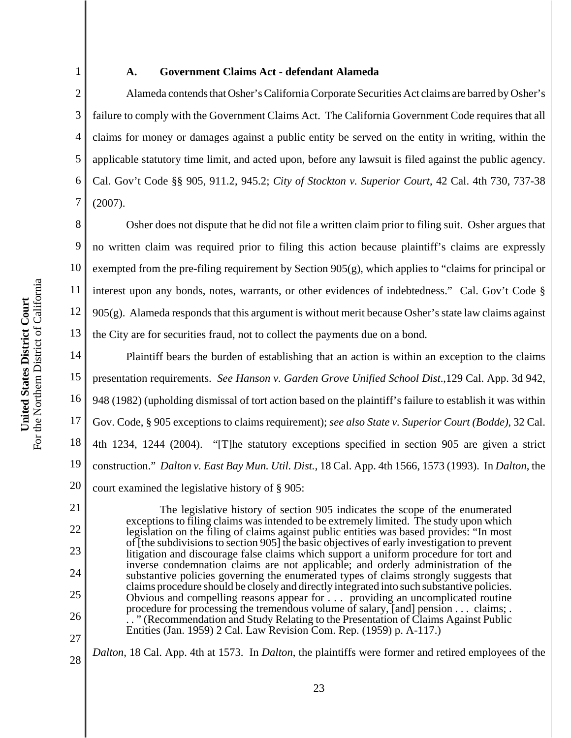### A. Government Claims Act - defendant Alameda

Alameda contends that Osher's California Corporate Securities Act claims are barred by Osher's failure to comply with the Government Claims Act. The California Government Code requires that all claims for money or damages against a public entity be served on the entity in writing, within the applicable statutory time limit, and acted upon, before any lawsuit is filed against the public agency. Cal. Gov't Code §§ 905, 911.2, 945.2; *City of Stockton v. Superior Court*, 42 Cal. 4th 730, 737-38 (2007).

Osher does not dispute that he did not file a written claim prior to filing suit. Osher argues that no written claim was required prior to filing this action because plaintiff's claims are expressly exempted from the pre-filing requirement by Section 905(g), which applies to "claims for principal or interest upon any bonds, notes, warrants, or other evidences of indebtedness." Cal. Gov't Code § 905(g). Alameda responds that this argument is without merit because Osher's state law claims against the City are for securities fraud, not to collect the payments due on a bond.

Plaintiff bears the burden of establishing that an action is within an exception to the claims presentation requirements. *See Hanson v. Garden Grove Unified School Dist.*,129 Cal. App. 3d 942, 948 (1982) (upholding dismissal of tort action based on the plaintiff's failure to establish it was within Gov. Code, § 905 exceptions to claims requirement); *see also State v. Superior Court (Bodde)*, 32 Cal. 4th 1234, 1244 (2004). "[T]he statutory exceptions specified in section 905 are given a strict construction." *Dalton v. East Bay Mun. Util. Dist.*, 18 Cal. App. 4th 1566, 1573 (1993). In *Dalton*, the court examined the legislative history of § 905:

> The legislative history of section 905 indicates the scope of the enumerated exceptions to filing claims was intended to be extremely limited. The study upon which legislation on the filing of claims against public entities was based provides: "In most of [the subdivisions to section 905] the basic objectives of early investigation to prevent litigation and discourage false claims which support a uniform procedure for tort and inverse condemnation claims are not applicable; and orderly administration of the substantive policies governing the enumerated types of claims strongly suggests that claims procedure should be closely and directly integrated into such substantive policies. Obvious and compelling reasons appear for . . . providing an uncomplicated routine procedure for processing the tremendous volume of salary, [and] pension . . . claims; . . . " (Recommendation and Study Relating to the Presentation of Claims Against Public Entities (Jan. 1959) 2 Cal. Law Revision Com. Rep. (1959) p. A-117.)

*Dalton*, 18 Cal. App. 4th at 1573. In *Dalton*, the plaintiffs were former and retired employees of the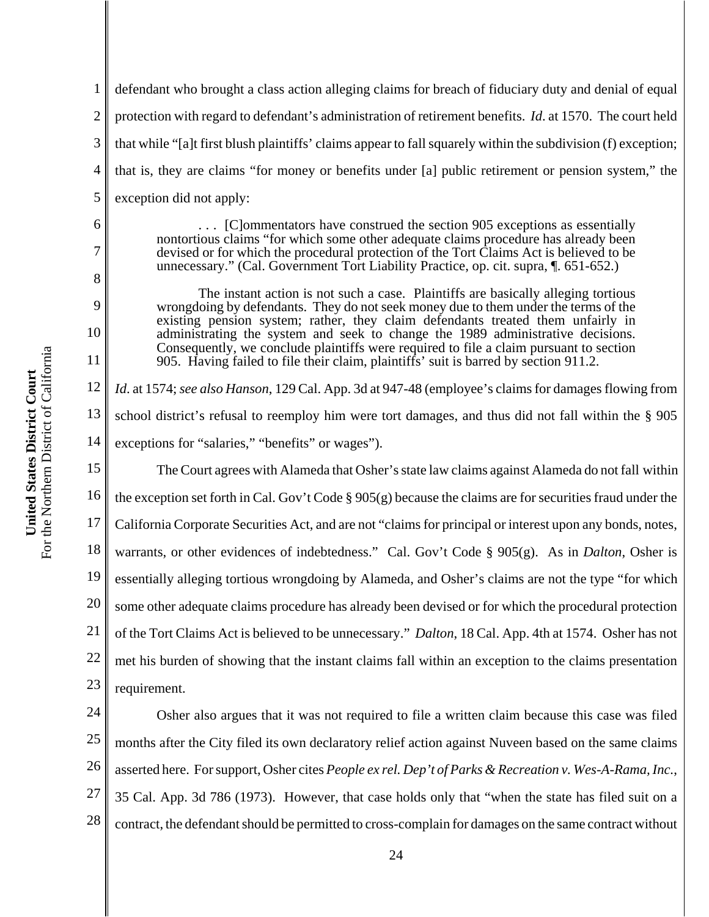defendant who brought a class action alleging claims for breach of fiduciary duty and denial of equal protection with regard to defendant's administration of retirement benefits. *Id*. at 1570. The court held that while "[a]t first blush plaintiffs' claims appear to fall squarely within the subdivision (f) exception; that is, they are claims "for money or benefits under [a] public retirement or pension system," the exception did not apply:

> . . . [C]ommentators have construed the section 905 exceptions as essentially nontortious claims "for which some other adequate claims procedure has already been devised or for which the procedural protection of the Tort Claims Act is believed to be unnecessary." (Cal. Government Tort Liability Practice, op. cit. supra, ¶. 651-652.)
>
> The instant action is not such a case. Plaintiffs are basically alleging tortious wrongdoing by defendants. They do not seek money due to them under the terms of the existing pension system; rather, they claim defendants treated them unfairly in administrating the system and seek to change the 1989 administrative decisions. Consequently, we conclude plaintiffs were required to file a claim pursuant to section 905. Having failed to file their claim, plaintiffs' suit is barred by section 911.2.

*Id*. at 1574; *see also Hanson*, 129 Cal. App. 3d at 947-48 (employee's claims for damages flowing from school district's refusal to reemploy him were tort damages, and thus did not fall within the § 905 exceptions for "salaries," "benefits" or wages").

The Court agrees with Alameda that Osher's state law claims against Alameda do not fall within the exception set forth in Cal. Gov't Code § 905(g) because the claims are for securities fraud under the California Corporate Securities Act, and are not "claims for principal or interest upon any bonds, notes, warrants, or other evidences of indebtedness." Cal. Gov't Code § 905(g). As in *Dalton*, Osher is essentially alleging tortious wrongdoing by Alameda, and Osher's claims are not the type "for which some other adequate claims procedure has already been devised or for which the procedural protection of the Tort Claims Act is believed to be unnecessary." *Dalton*, 18 Cal. App. 4th at 1574. Osher has not met his burden of showing that the instant claims fall within an exception to the claims presentation requirement.

Osher also argues that it was not required to file a written claim because this case was filed months after the City filed its own declaratory relief action against Nuveen based on the same claims asserted here. For support, Osher cites *People ex rel. Dep't of Parks & Recreation v. Wes-A-Rama, Inc.*, 35 Cal. App. 3d 786 (1973). However, that case holds only that "when the state has filed suit on a contract, the defendant should be permitted to cross-complain for damages on the same contract without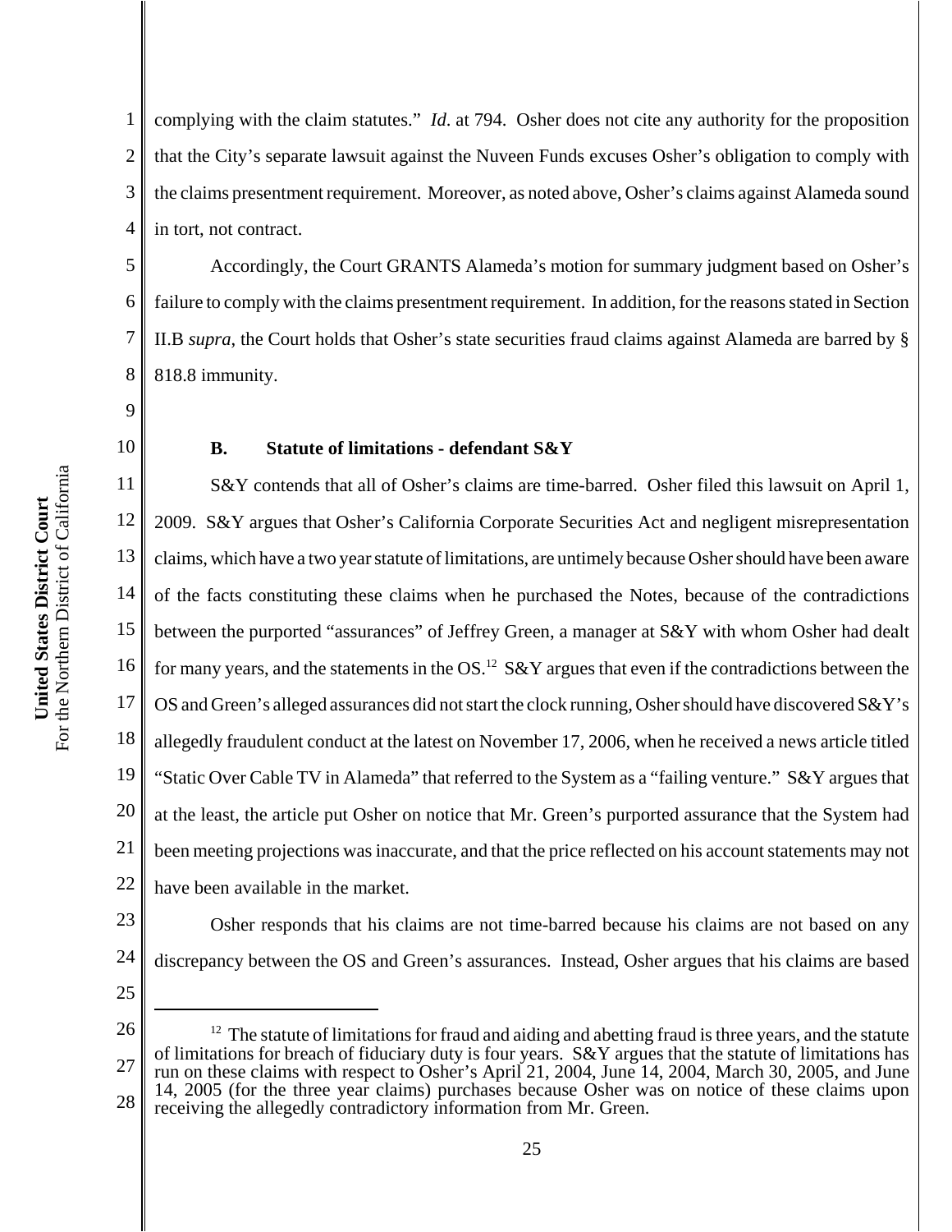complying with the claim statutes." *Id.* at 794. Osher does not cite any authority for the proposition that the City's separate lawsuit against the Nuveen Funds excuses Osher's obligation to comply with the claims presentment requirement. Moreover, as noted above, Osher's claims against Alameda sound in tort, not contract.

Accordingly, the Court GRANTS Alameda's motion for summary judgment based on Osher's failure to comply with the claims presentment requirement. In addition, for the reasons stated in Section II.B *supra*, the Court holds that Osher's state securities fraud claims against Alameda are barred by § 818.8 immunity.

### B. Statute of limitations - defendant S&Y

S&Y contends that all of Osher's claims are time-barred. Osher filed this lawsuit on April 1, 2009. S&Y argues that Osher's California Corporate Securities Act and negligent misrepresentation claims, which have a two year statute of limitations, are untimely because Osher should have been aware of the facts constituting these claims when he purchased the Notes, because of the contradictions between the purported "assurances" of Jeffrey Green, a manager at S&Y with whom Osher had dealt for many years, and the statements in the OS.[12] S&Y argues that even if the contradictions between the OS and Green's alleged assurances did not start the clock running, Osher should have discovered S&Y's allegedly fraudulent conduct at the latest on November 17, 2006, when he received a news article titled "Static Over Cable TV in Alameda" that referred to the System as a "failing venture." S&Y argues that at the least, the article put Osher on notice that Mr. Green's purported assurance that the System had been meeting projections was inaccurate, and that the price reflected on his account statements may not have been available in the market.

Osher responds that his claims are not time-barred because his claims are not based on any discrepancy between the OS and Green's assurances. Instead, Osher argues that his claims are based

[12] The statute of limitations for fraud and aiding and abetting fraud is three years, and the statute of limitations for breach of fiduciary duty is four years. S&Y argues that the statute of limitations has run on these claims with respect to Osher's April 21, 2004, June 14, 2004, March 30, 2005, and June 14, 2005 (for the three year claims) purchases because Osher was on notice of these claims upon receiving the allegedly contradictory information from Mr. Green.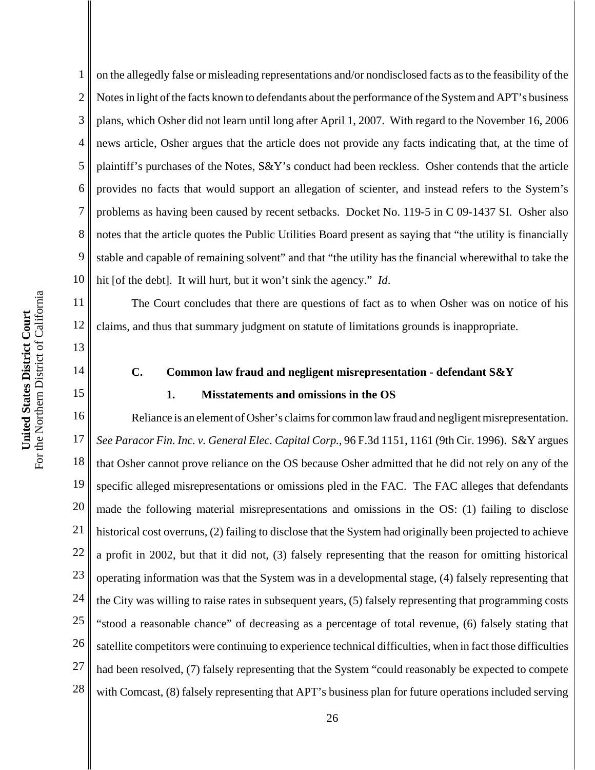on the allegedly false or misleading representations and/or nondisclosed facts as to the feasibility of the Notes in light of the facts known to defendants about the performance of the System and APT's business plans, which Osher did not learn until long after April 1, 2007. With regard to the November 16, 2006 news article, Osher argues that the article does not provide any facts indicating that, at the time of plaintiff's purchases of the Notes, S&Y's conduct had been reckless. Osher contends that the article provides no facts that would support an allegation of scienter, and instead refers to the System's problems as having been caused by recent setbacks. Docket No. 119-5 in C 09-1437 SI. Osher also notes that the article quotes the Public Utilities Board present as saying that "the utility is financially stable and capable of remaining solvent" and that "the utility has the financial wherewithal to take the hit [of the debt]. It will hurt, but it won't sink the agency." *Id*.

The Court concludes that there are questions of fact as to when Osher was on notice of his claims, and thus that summary judgment on statute of limitations grounds is inappropriate.

### C. Common law fraud and negligent misrepresentation - defendant S&Y

#### 1. Misstatements and omissions in the OS

Reliance is an element of Osher's claims for common law fraud and negligent misrepresentation. *See Paracor Fin. Inc. v. General Elec. Capital Corp.*, 96 F.3d 1151, 1161 (9th Cir. 1996). S&Y argues that Osher cannot prove reliance on the OS because Osher admitted that he did not rely on any of the specific alleged misrepresentations or omissions pled in the FAC. The FAC alleges that defendants made the following material misrepresentations and omissions in the OS: (1) failing to disclose historical cost overruns, (2) failing to disclose that the System had originally been projected to achieve a profit in 2002, but that it did not, (3) falsely representing that the reason for omitting historical operating information was that the System was in a developmental stage, (4) falsely representing that the City was willing to raise rates in subsequent years, (5) falsely representing that programming costs "stood a reasonable chance" of decreasing as a percentage of total revenue, (6) falsely stating that satellite competitors were continuing to experience technical difficulties, when in fact those difficulties had been resolved, (7) falsely representing that the System "could reasonably be expected to compete with Comcast, (8) falsely representing that APT's business plan for future operations included serving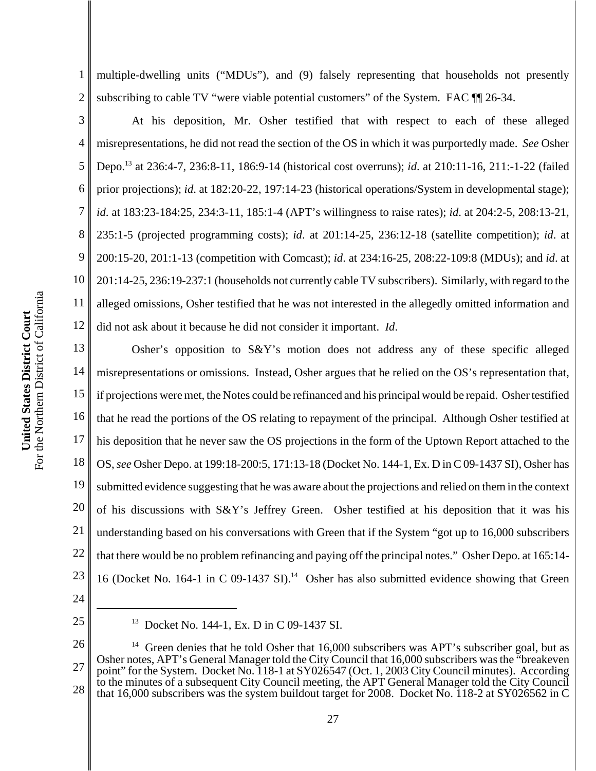multiple-dwelling units ("MDUs"), and (9) falsely representing that households not presently subscribing to cable TV "were viable potential customers" of the System. FAC ¶¶ 26-34.

At his deposition, Mr. Osher testified that with respect to each of these alleged misrepresentations, he did not read the section of the OS in which it was purportedly made. *See* Osher Depo.[13] at 236:4-7, 236:8-11, 186:9-14 (historical cost overruns); *id*. at 210:11-16, 211:-1-22 (failed prior projections); *id*. at 182:20-22, 197:14-23 (historical operations/System in developmental stage); *id*. at 183:23-184:25, 234:3-11, 185:1-4 (APT's willingness to raise rates); *id*. at 204:2-5, 208:13-21, 235:1-5 (projected programming costs); *id*. at 201:14-25, 236:12-18 (satellite competition); *id*. at 200:15-20, 201:1-13 (competition with Comcast); *id*. at 234:16-25, 208:22-109:8 (MDUs); and *id*. at 201:14-25, 236:19-237:1 (households not currently cable TV subscribers). Similarly, with regard to the alleged omissions, Osher testified that he was not interested in the allegedly omitted information and did not ask about it because he did not consider it important. *Id*.

Osher's opposition to S&Y's motion does not address any of these specific alleged misrepresentations or omissions. Instead, Osher argues that he relied on the OS's representation that, if projections were met, the Notes could be refinanced and his principal would be repaid. Osher testified that he read the portions of the OS relating to repayment of the principal. Although Osher testified at his deposition that he never saw the OS projections in the form of the Uptown Report attached to the OS, *see* Osher Depo. at 199:18-200:5, 171:13-18 (Docket No. 144-1, Ex. D in C 09-1437 SI), Osher has submitted evidence suggesting that he was aware about the projections and relied on them in the context of his discussions with S&Y's Jeffrey Green. Osher testified at his deposition that it was his understanding based on his conversations with Green that if the System "got up to 16,000 subscribers that there would be no problem refinancing and paying off the principal notes." Osher Depo. at 165:14-16 (Docket No. 164-1 in C 09-1437 SI).[14] Osher has also submitted evidence showing that Green

---

[13] Docket No. 144-1, Ex. D in C 09-1437 SI.

[14] Green denies that he told Osher that 16,000 subscribers was APT's subscriber goal, but as Osher notes, APT's General Manager told the City Council that 16,000 subscribers was the "breakeven point" for the System. Docket No. 118-1 at SY026547 (Oct. 1, 2003 City Council minutes). According to the minutes of a subsequent City Council meeting, the APT General Manager told the City Council that 16,000 subscribers was the system buildout target for 2008. Docket No. 118-2 at SY026562 in C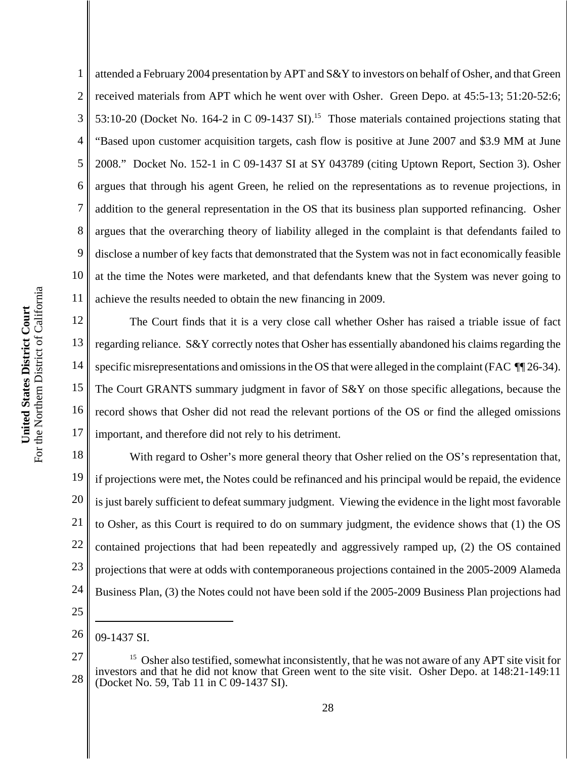attended a February 2004 presentation by APT and S&Y to investors on behalf of Osher, and that Green received materials from APT which he went over with Osher. Green Depo. at 45:5-13; 51:20-52:6; 53:10-20 (Docket No. 164-2 in C 09-1437 SI).[15] Those materials contained projections stating that "Based upon customer acquisition targets, cash flow is positive at June 2007 and $3.9 MM at June 2008." Docket No. 152-1 in C 09-1437 SI at SY 043789 (citing Uptown Report, Section 3). Osher argues that through his agent Green, he relied on the representations as to revenue projections, in addition to the general representation in the OS that its business plan supported refinancing. Osher argues that the overarching theory of liability alleged in the complaint is that defendants failed to disclose a number of key facts that demonstrated that the System was not in fact economically feasible at the time the Notes were marketed, and that defendants knew that the System was never going to achieve the results needed to obtain the new financing in 2009.

The Court finds that it is a very close call whether Osher has raised a triable issue of fact regarding reliance. S&Y correctly notes that Osher has essentially abandoned his claims regarding the specific misrepresentations and omissions in the OS that were alleged in the complaint (FAC ¶¶ 26-34). The Court GRANTS summary judgment in favor of S&Y on those specific allegations, because the record shows that Osher did not read the relevant portions of the OS or find the alleged omissions important, and therefore did not rely to his detriment.

With regard to Osher's more general theory that Osher relied on the OS's representation that, if projections were met, the Notes could be refinanced and his principal would be repaid, the evidence is just barely sufficient to defeat summary judgment. Viewing the evidence in the light most favorable to Osher, as this Court is required to do on summary judgment, the evidence shows that (1) the OS contained projections that had been repeatedly and aggressively ramped up, (2) the OS contained projections that were at odds with contemporaneous projections contained in the 2005-2009 Alameda Business Plan, (3) the Notes could not have been sold if the 2005-2009 Business Plan projections had

---

09-1437 SI.

[15] Osher also testified, somewhat inconsistently, that he was not aware of any APT site visit for investors and that he did not know that Green went to the site visit. Osher Depo. at 148:21-149:11 (Docket No. 59, Tab 11 in C 09-1437 SI).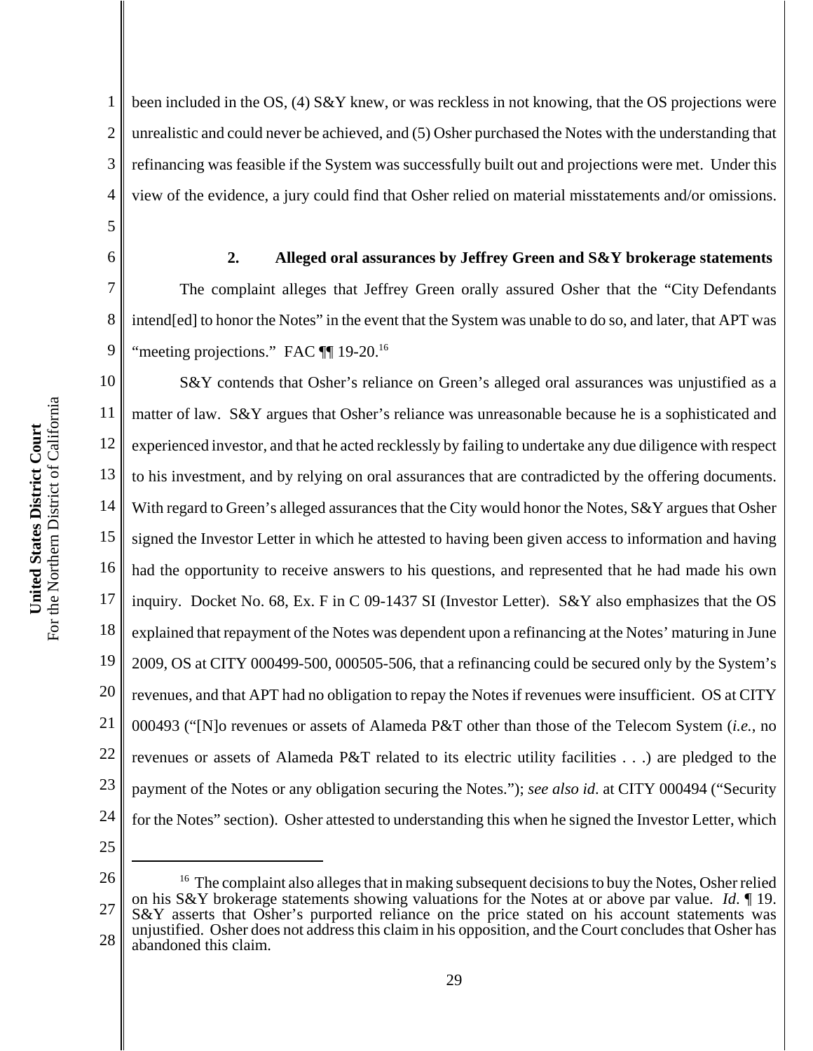been included in the OS, (4) S&Y knew, or was reckless in not knowing, that the OS projections were unrealistic and could never be achieved, and (5) Osher purchased the Notes with the understanding that refinancing was feasible if the System was successfully built out and projections were met. Under this view of the evidence, a jury could find that Osher relied on material misstatements and/or omissions.

**2. Alleged oral assurances by Jeffrey Green and S&Y brokerage statements**

The complaint alleges that Jeffrey Green orally assured Osher that the "City Defendants intend[ed] to honor the Notes" in the event that the System was unable to do so, and later, that APT was "meeting projections." FAC ¶¶ 19-20.[16]

S&Y contends that Osher's reliance on Green's alleged oral assurances was unjustified as a matter of law. S&Y argues that Osher's reliance was unreasonable because he is a sophisticated and experienced investor, and that he acted recklessly by failing to undertake any due diligence with respect to his investment, and by relying on oral assurances that are contradicted by the offering documents. With regard to Green's alleged assurances that the City would honor the Notes, S&Y argues that Osher signed the Investor Letter in which he attested to having been given access to information and having had the opportunity to receive answers to his questions, and represented that he had made his own inquiry. Docket No. 68, Ex. F in C 09-1437 SI (Investor Letter). S&Y also emphasizes that the OS explained that repayment of the Notes was dependent upon a refinancing at the Notes' maturing in June 2009, OS at CITY 000499-500, 000505-506, that a refinancing could be secured only by the System's revenues, and that APT had no obligation to repay the Notes if revenues were insufficient. OS at CITY 000493 ("[N]o revenues or assets of Alameda P&T other than those of the Telecom System (*i.e.*, no revenues or assets of Alameda P&T related to its electric utility facilities . . .) are pledged to the payment of the Notes or any obligation securing the Notes."); *see also id.* at CITY 000494 ("Security for the Notes" section). Osher attested to understanding this when he signed the Investor Letter, which

---

[16] The complaint also alleges that in making subsequent decisions to buy the Notes, Osher relied on his S&Y brokerage statements showing valuations for the Notes at or above par value. *Id.* ¶ 19. S&Y asserts that Osher's purported reliance on the price stated on his account statements was unjustified. Osher does not address this claim in his opposition, and the Court concludes that Osher has abandoned this claim.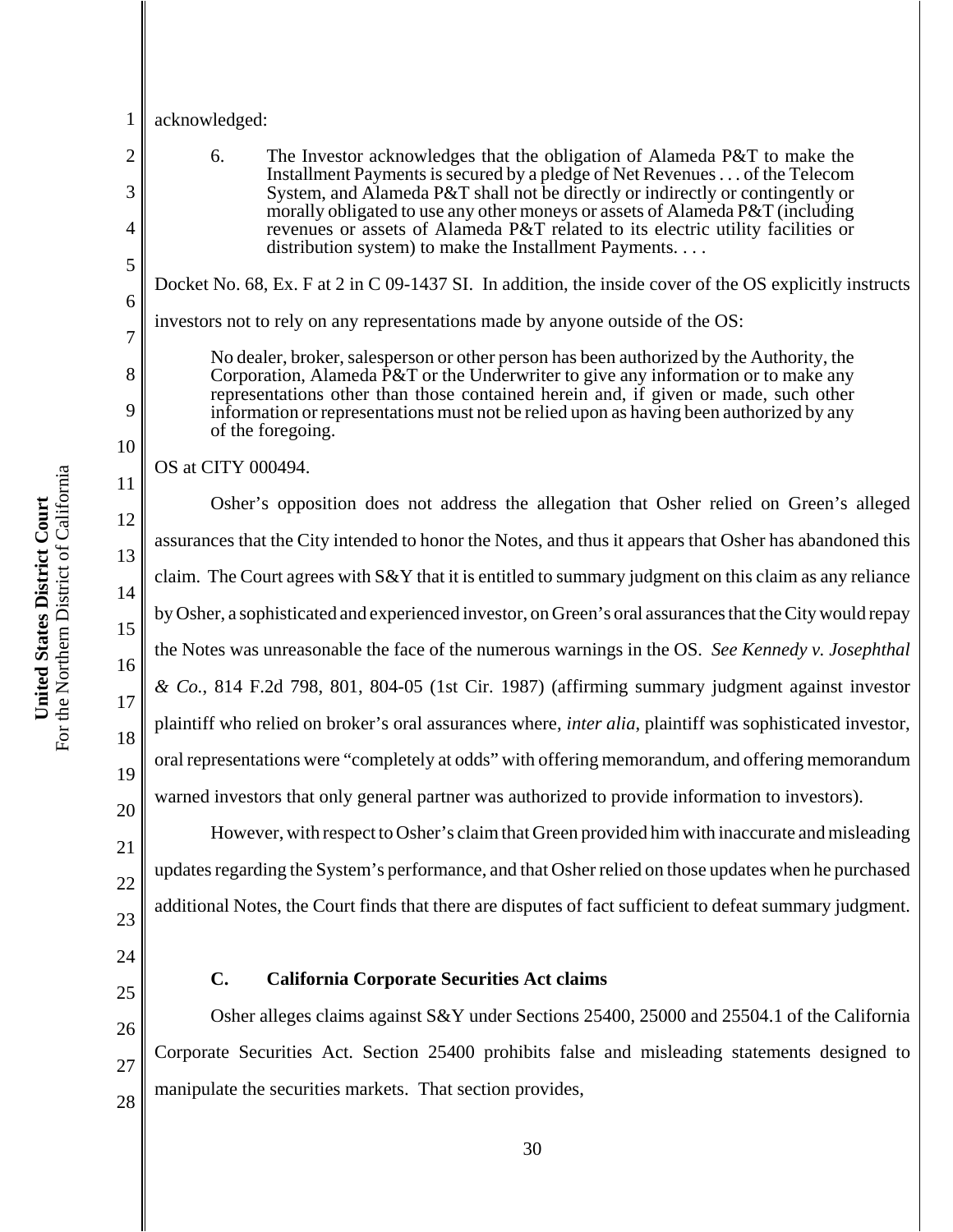acknowledged:

> 6. The Investor acknowledges that the obligation of Alameda P&T to make the Installment Payments is secured by a pledge of Net Revenues . . . of the Telecom System, and Alameda P&T shall not be directly or indirectly or contingently or morally obligated to use any other moneys or assets of Alameda P&T (including revenues or assets of Alameda P&T related to its electric utility facilities or distribution system) to make the Installment Payments. . . .

Docket No. 68, Ex. F at 2 in C 09-1437 SI. In addition, the inside cover of the OS explicitly instructs investors not to rely on any representations made by anyone outside of the OS:

> No dealer, broker, salesperson or other person has been authorized by the Authority, the Corporation, Alameda P&T or the Underwriter to give any information or to make any representations other than those contained herein and, if given or made, such other information or representations must not be relied upon as having been authorized by any of the foregoing.

OS at CITY 000494.

Osher's opposition does not address the allegation that Osher relied on Green's alleged assurances that the City intended to honor the Notes, and thus it appears that Osher has abandoned this claim. The Court agrees with S&Y that it is entitled to summary judgment on this claim as any reliance by Osher, a sophisticated and experienced investor, on Green's oral assurances that the City would repay the Notes was unreasonable the face of the numerous warnings in the OS. *See Kennedy v. Josephthal & Co.*, 814 F.2d 798, 801, 804-05 (1st Cir. 1987) (affirming summary judgment against investor plaintiff who relied on broker's oral assurances where, *inter alia*, plaintiff was sophisticated investor, oral representations were "completely at odds" with offering memorandum, and offering memorandum warned investors that only general partner was authorized to provide information to investors).

However, with respect to Osher's claim that Green provided him with inaccurate and misleading updates regarding the System's performance, and that Osher relied on those updates when he purchased additional Notes, the Court finds that there are disputes of fact sufficient to defeat summary judgment.

### C. California Corporate Securities Act claims

Osher alleges claims against S&Y under Sections 25400, 25000 and 25504.1 of the California Corporate Securities Act. Section 25400 prohibits false and misleading statements designed to manipulate the securities markets. That section provides,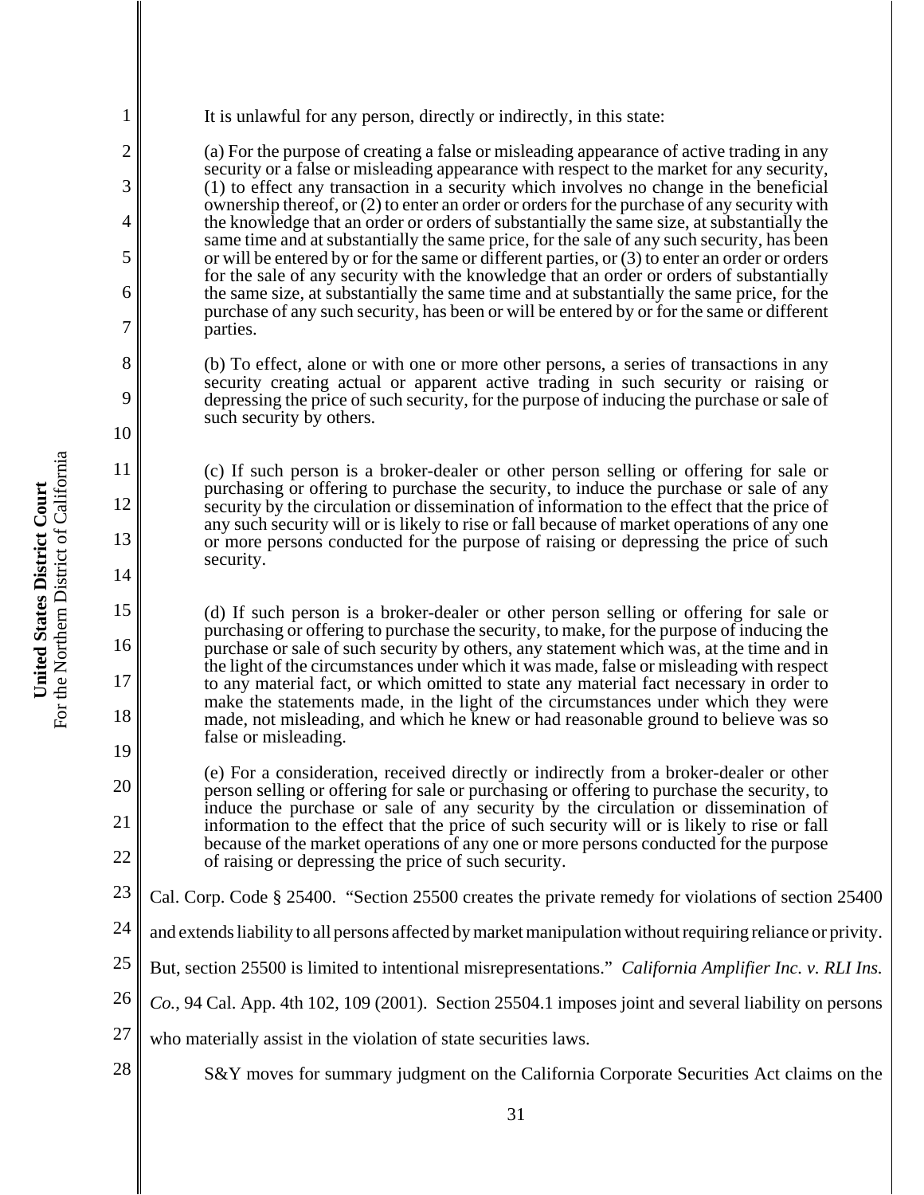> It is unlawful for any person, directly or indirectly, in this state:
>
> (a) For the purpose of creating a false or misleading appearance of active trading in any security or a false or misleading appearance with respect to the market for any security, (1) to effect any transaction in a security which involves no change in the beneficial ownership thereof, or (2) to enter an order or orders for the purchase of any security with the knowledge that an order or orders of substantially the same size, at substantially the same time and at substantially the same price, for the sale of any such security, has been or will be entered by or for the same or different parties, or (3) to enter an order or orders for the sale of any security with the knowledge that an order or orders of substantially the same size, at substantially the same time and at substantially the same price, for the purchase of any such security, has been or will be entered by or for the same or different parties.
>
> (b) To effect, alone or with one or more other persons, a series of transactions in any security creating actual or apparent active trading in such security or raising or depressing the price of such security, for the purpose of inducing the purchase or sale of such security by others.
>
> (c) If such person is a broker-dealer or other person selling or offering for sale or purchasing or offering to purchase the security, to induce the purchase or sale of any security by the circulation or dissemination of information to the effect that the price of any such security will or is likely to rise or fall because of market operations of any one or more persons conducted for the purpose of raising or depressing the price of such security.
>
> (d) If such person is a broker-dealer or other person selling or offering for sale or purchasing or offering to purchase the security, to make, for the purpose of inducing the purchase or sale of such security by others, any statement which was, at the time and in the light of the circumstances under which it was made, false or misleading with respect to any material fact, or which omitted to state any material fact necessary in order to make the statements made, in the light of the circumstances under which they were made, not misleading, and which he knew or had reasonable ground to believe was so false or misleading.
>
> (e) For a consideration, received directly or indirectly from a broker-dealer or other person selling or offering for sale or purchasing or offering to purchase the security, to induce the purchase or sale of any security by the circulation or dissemination of information to the effect that the price of such security will or is likely to rise or fall because of the market operations of any one or more persons conducted for the purpose of raising or depressing the price of such security.

Cal. Corp. Code § 25400. "Section 25500 creates the private remedy for violations of section 25400 and extends liability to all persons affected by market manipulation without requiring reliance or privity. But, section 25500 is limited to intentional misrepresentations." *California Amplifier Inc. v. RLI Ins. Co.*, 94 Cal. App. 4th 102, 109 (2001). Section 25504.1 imposes joint and several liability on persons who materially assist in the violation of state securities laws.

S&Y moves for summary judgment on the California Corporate Securities Act claims on the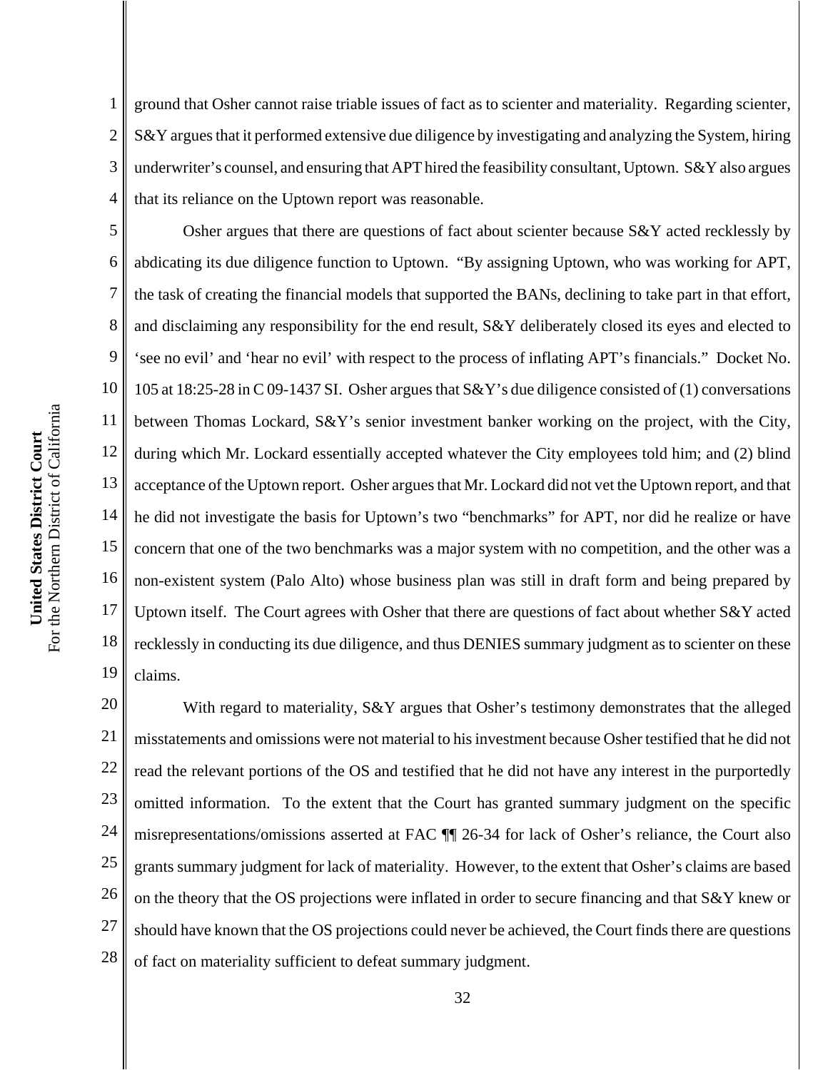ground that Osher cannot raise triable issues of fact as to scienter and materiality. Regarding scienter, S&Y argues that it performed extensive due diligence by investigating and analyzing the System, hiring underwriter's counsel, and ensuring that APT hired the feasibility consultant, Uptown. S&Y also argues that its reliance on the Uptown report was reasonable.

Osher argues that there are questions of fact about scienter because S&Y acted recklessly by abdicating its due diligence function to Uptown. "By assigning Uptown, who was working for APT, the task of creating the financial models that supported the BANs, declining to take part in that effort, and disclaiming any responsibility for the end result, S&Y deliberately closed its eyes and elected to 'see no evil' and 'hear no evil' with respect to the process of inflating APT's financials." Docket No. 105 at 18:25-28 in C 09-1437 SI. Osher argues that S&Y's due diligence consisted of (1) conversations between Thomas Lockard, S&Y's senior investment banker working on the project, with the City, during which Mr. Lockard essentially accepted whatever the City employees told him; and (2) blind acceptance of the Uptown report. Osher argues that Mr. Lockard did not vet the Uptown report, and that he did not investigate the basis for Uptown's two "benchmarks" for APT, nor did he realize or have concern that one of the two benchmarks was a major system with no competition, and the other was a non-existent system (Palo Alto) whose business plan was still in draft form and being prepared by Uptown itself. The Court agrees with Osher that there are questions of fact about whether S&Y acted recklessly in conducting its due diligence, and thus DENIES summary judgment as to scienter on these claims.

With regard to materiality, S&Y argues that Osher's testimony demonstrates that the alleged misstatements and omissions were not material to his investment because Osher testified that he did not read the relevant portions of the OS and testified that he did not have any interest in the purportedly omitted information. To the extent that the Court has granted summary judgment on the specific misrepresentations/omissions asserted at FAC ¶¶ 26-34 for lack of Osher's reliance, the Court also grants summary judgment for lack of materiality. However, to the extent that Osher's claims are based on the theory that the OS projections were inflated in order to secure financing and that S&Y knew or should have known that the OS projections could never be achieved, the Court finds there are questions of fact on materiality sufficient to defeat summary judgment.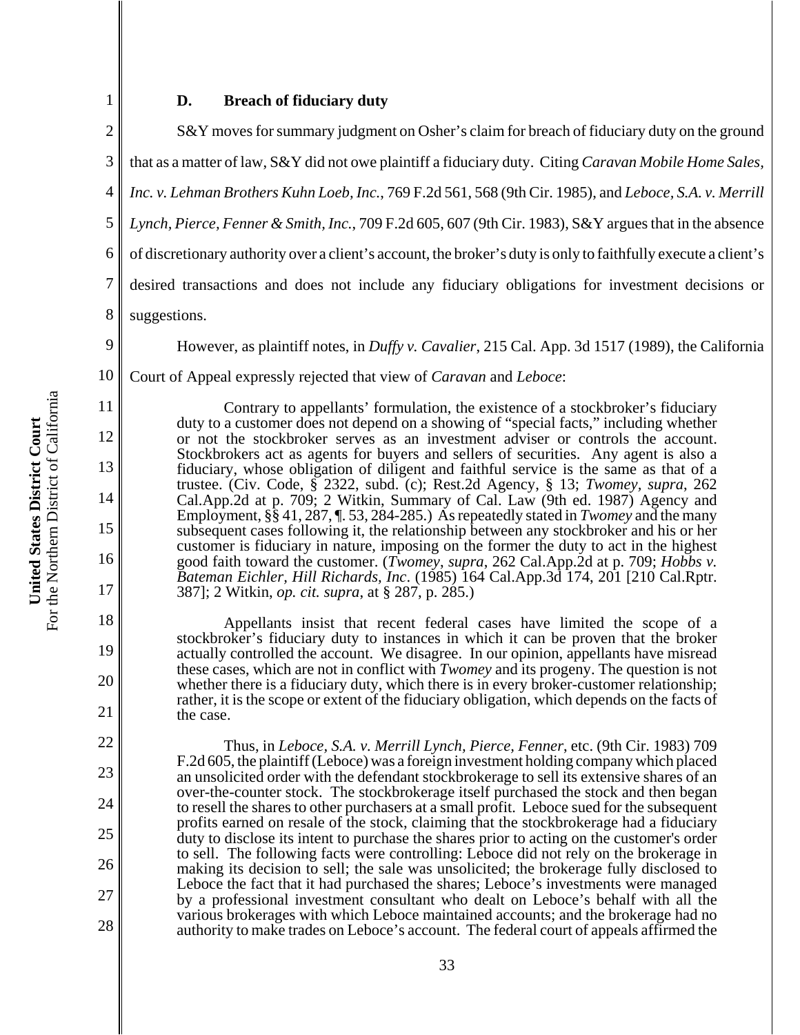### D. Breach of fiduciary duty

S&Y moves for summary judgment on Osher's claim for breach of fiduciary duty on the ground that as a matter of law, S&Y did not owe plaintiff a fiduciary duty. Citing *Caravan Mobile Home Sales, Inc. v. Lehman Brothers Kuhn Loeb, Inc.*, 769 F.2d 561, 568 (9th Cir. 1985), and *Leboce, S.A. v. Merrill Lynch, Pierce, Fenner & Smith, Inc.*, 709 F.2d 605, 607 (9th Cir. 1983), S&Y argues that in the absence of discretionary authority over a client's account, the broker's duty is only to faithfully execute a client's desired transactions and does not include any fiduciary obligations for investment decisions or suggestions.

However, as plaintiff notes, in *Duffy v. Cavalier*, 215 Cal. App. 3d 1517 (1989), the California Court of Appeal expressly rejected that view of *Caravan* and *Leboce*:

> Contrary to appellants' formulation, the existence of a stockbroker's fiduciary duty to a customer does not depend on a showing of "special facts," including whether or not the stockbroker serves as an investment adviser or controls the account. Stockbrokers act as agents for buyers and sellers of securities. Any agent is also a fiduciary, whose obligation of diligent and faithful service is the same as that of a trustee. (Civ. Code, § 2322, subd. (c); Rest.2d Agency, § 13; *Twomey*, *supra*, 262 Cal.App.2d at p. 709; 2 Witkin, Summary of Cal. Law (9th ed. 1987) Agency and Employment, §§ 41, 287, ¶. 53, 284-285.) As repeatedly stated in *Twomey* and the many subsequent cases following it, the relationship between any stockbroker and his or her customer is fiduciary in nature, imposing on the former the duty to act in the highest good faith toward the customer. (*Twomey*, *supra*, 262 Cal.App.2d at p. 709; *Hobbs v. Bateman Eichler, Hill Richards, Inc.* (1985) 164 Cal.App.3d 174, 201 [210 Cal.Rptr. 387]; 2 Witkin, *op. cit. supra*, at § 287, p. 285.)
>
> Appellants insist that recent federal cases have limited the scope of a stockbroker's fiduciary duty to instances in which it can be proven that the broker actually controlled the account. We disagree. In our opinion, appellants have misread these cases, which are not in conflict with *Twomey* and its progeny. The question is not whether there is a fiduciary duty, which there is in every broker-customer relationship; rather, it is the scope or extent of the fiduciary obligation, which depends on the facts of the case.
>
> Thus, in *Leboce, S.A. v. Merrill Lynch, Pierce, Fenner*, etc. (9th Cir. 1983) 709 F.2d 605, the plaintiff (Leboce) was a foreign investment holding company which placed an unsolicited order with the defendant stockbrokerage to sell its extensive shares of an over-the-counter stock. The stockbrokerage itself purchased the stock and then began to resell the shares to other purchasers at a small profit. Leboce sued for the subsequent profits earned on resale of the stock, claiming that the stockbrokerage had a fiduciary duty to disclose its intent to purchase the shares prior to acting on the customer's order to sell. The following facts were controlling: Leboce did not rely on the brokerage in making its decision to sell; the sale was unsolicited; the brokerage fully disclosed to Leboce the fact that it had purchased the shares; Leboce's investments were managed by a professional investment consultant who dealt on Leboce's behalf with all the various brokerages with which Leboce maintained accounts; and the brokerage had no authority to make trades on Leboce's account. The federal court of appeals affirmed the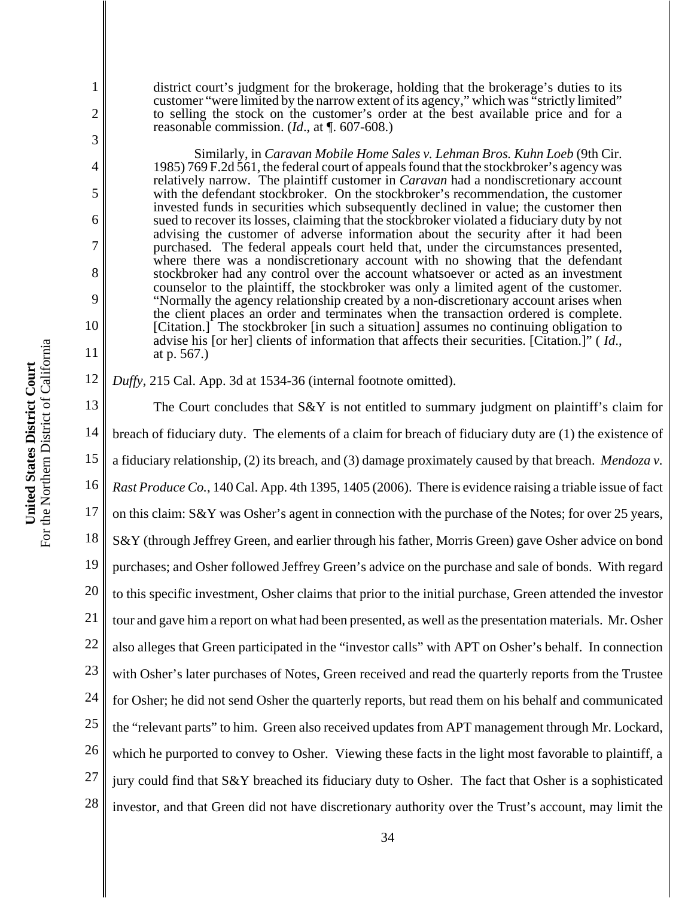district court's judgment for the brokerage, holding that the brokerage's duties to its customer "were limited by the narrow extent of its agency," which was "strictly limited" to selling the stock on the customer's order at the best available price and for a reasonable commission. (*Id*., at ¶. 607-608.)

Similarly, in *Caravan Mobile Home Sales v. Lehman Bros. Kuhn Loeb* (9th Cir. 1985) 769 F.2d 561, the federal court of appeals found that the stockbroker's agency was relatively narrow. The plaintiff customer in *Caravan* had a nondiscretionary account with the defendant stockbroker. On the stockbroker's recommendation, the customer invested funds in securities which subsequently declined in value; the customer then sued to recover its losses, claiming that the stockbroker violated a fiduciary duty by not advising the customer of adverse information about the security after it had been purchased. The federal appeals court held that, under the circumstances presented, where there was a nondiscretionary account with no showing that the defendant stockbroker had any control over the account whatsoever or acted as an investment counselor to the plaintiff, the stockbroker was only a limited agent of the customer. "Normally the agency relationship created by a non-discretionary account arises when the client places an order and terminates when the transaction ordered is complete. [Citation.] The stockbroker [in such a situation] assumes no continuing obligation to advise his [or her] clients of information that affects their securities. [Citation.]" ( *Id*., at p. 567.)

*Duffy*, 215 Cal. App. 3d at 1534-36 (internal footnote omitted).

The Court concludes that S&Y is not entitled to summary judgment on plaintiff's claim for breach of fiduciary duty. The elements of a claim for breach of fiduciary duty are (1) the existence of a fiduciary relationship, (2) its breach, and (3) damage proximately caused by that breach. *Mendoza v. Rast Produce Co.*, 140 Cal. App. 4th 1395, 1405 (2006). There is evidence raising a triable issue of fact on this claim: S&Y was Osher's agent in connection with the purchase of the Notes; for over 25 years, S&Y (through Jeffrey Green, and earlier through his father, Morris Green) gave Osher advice on bond purchases; and Osher followed Jeffrey Green's advice on the purchase and sale of bonds. With regard to this specific investment, Osher claims that prior to the initial purchase, Green attended the investor tour and gave him a report on what had been presented, as well as the presentation materials. Mr. Osher also alleges that Green participated in the "investor calls" with APT on Osher's behalf. In connection with Osher's later purchases of Notes, Green received and read the quarterly reports from the Trustee for Osher; he did not send Osher the quarterly reports, but read them on his behalf and communicated the "relevant parts" to him. Green also received updates from APT management through Mr. Lockard, which he purported to convey to Osher. Viewing these facts in the light most favorable to plaintiff, a jury could find that S&Y breached its fiduciary duty to Osher. The fact that Osher is a sophisticated investor, and that Green did not have discretionary authority over the Trust's account, may limit the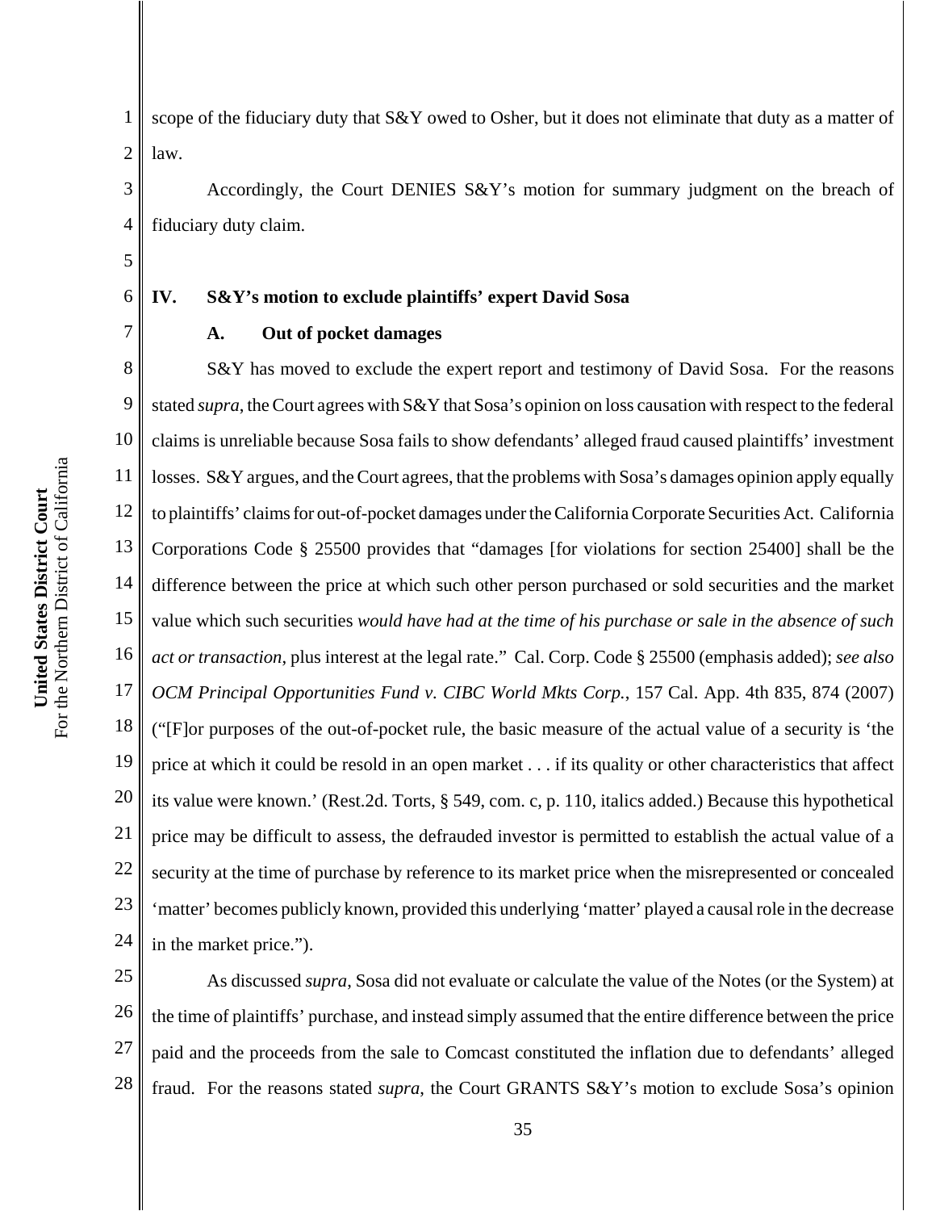scope of the fiduciary duty that S&Y owed to Osher, but it does not eliminate that duty as a matter of law.

Accordingly, the Court DENIES S&Y's motion for summary judgment on the breach of fiduciary duty claim.

## IV. S&Y's motion to exclude plaintiffs' expert David Sosa

### A. Out of pocket damages

S&Y has moved to exclude the expert report and testimony of David Sosa. For the reasons stated *supra*, the Court agrees with S&Y that Sosa's opinion on loss causation with respect to the federal claims is unreliable because Sosa fails to show defendants' alleged fraud caused plaintiffs' investment losses. S&Y argues, and the Court agrees, that the problems with Sosa's damages opinion apply equally to plaintiffs' claims for out-of-pocket damages under the California Corporate Securities Act. California Corporations Code § 25500 provides that "damages [for violations for section 25400] shall be the difference between the price at which such other person purchased or sold securities and the market value which such securities *would have had at the time of his purchase or sale in the absence of such act or transaction*, plus interest at the legal rate." Cal. Corp. Code § 25500 (emphasis added); *see also OCM Principal Opportunities Fund v. CIBC World Mkts Corp.*, 157 Cal. App. 4th 835, 874 (2007) ("[F]or purposes of the out-of-pocket rule, the basic measure of the actual value of a security is 'the price at which it could be resold in an open market . . . if its quality or other characteristics that affect its value were known.' (Rest.2d. Torts, § 549, com. c, p. 110, italics added.) Because this hypothetical price may be difficult to assess, the defrauded investor is permitted to establish the actual value of a security at the time of purchase by reference to its market price when the misrepresented or concealed 'matter' becomes publicly known, provided this underlying 'matter' played a causal role in the decrease in the market price.").

As discussed *supra*, Sosa did not evaluate or calculate the value of the Notes (or the System) at the time of plaintiffs' purchase, and instead simply assumed that the entire difference between the price paid and the proceeds from the sale to Comcast constituted the inflation due to defendants' alleged fraud. For the reasons stated *supra*, the Court GRANTS S&Y's motion to exclude Sosa's opinion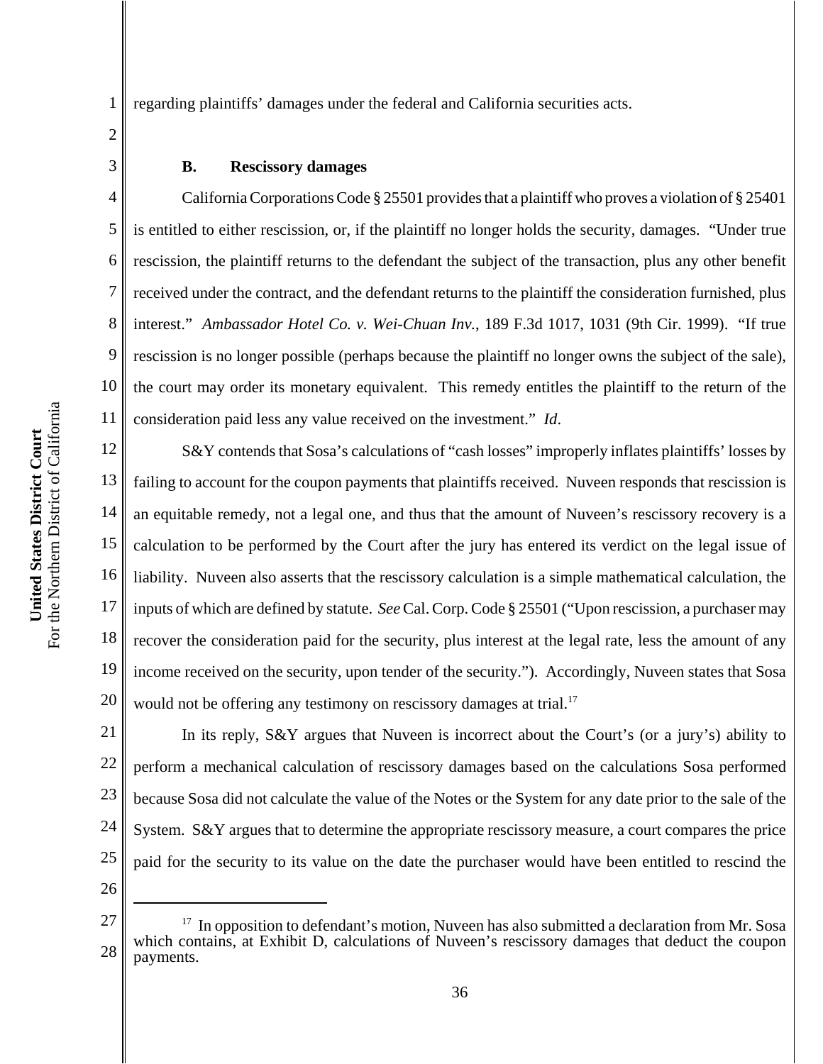regarding plaintiffs' damages under the federal and California securities acts.

### B. Rescissory damages

California Corporations Code § 25501 provides that a plaintiff who proves a violation of § 25401 is entitled to either rescission, or, if the plaintiff no longer holds the security, damages. "Under true rescission, the plaintiff returns to the defendant the subject of the transaction, plus any other benefit received under the contract, and the defendant returns to the plaintiff the consideration furnished, plus interest." *Ambassador Hotel Co. v. Wei-Chuan Inv.*, 189 F.3d 1017, 1031 (9th Cir. 1999). "If true rescission is no longer possible (perhaps because the plaintiff no longer owns the subject of the sale), the court may order its monetary equivalent. This remedy entitles the plaintiff to the return of the consideration paid less any value received on the investment." *Id*.

S&Y contends that Sosa's calculations of "cash losses" improperly inflates plaintiffs' losses by failing to account for the coupon payments that plaintiffs received. Nuveen responds that rescission is an equitable remedy, not a legal one, and thus that the amount of Nuveen's rescissory recovery is a calculation to be performed by the Court after the jury has entered its verdict on the legal issue of liability. Nuveen also asserts that the rescissory calculation is a simple mathematical calculation, the inputs of which are defined by statute. *See* Cal. Corp. Code § 25501 ("Upon rescission, a purchaser may recover the consideration paid for the security, plus interest at the legal rate, less the amount of any income received on the security, upon tender of the security."). Accordingly, Nuveen states that Sosa would not be offering any testimony on rescissory damages at trial.[17]

In its reply, S&Y argues that Nuveen is incorrect about the Court's (or a jury's) ability to perform a mechanical calculation of rescissory damages based on the calculations Sosa performed because Sosa did not calculate the value of the Notes or the System for any date prior to the sale of the System. S&Y argues that to determine the appropriate rescissory measure, a court compares the price paid for the security to its value on the date the purchaser would have been entitled to rescind the

---

[17] In opposition to defendant's motion, Nuveen has also submitted a declaration from Mr. Sosa which contains, at Exhibit D, calculations of Nuveen's rescissory damages that deduct the coupon payments.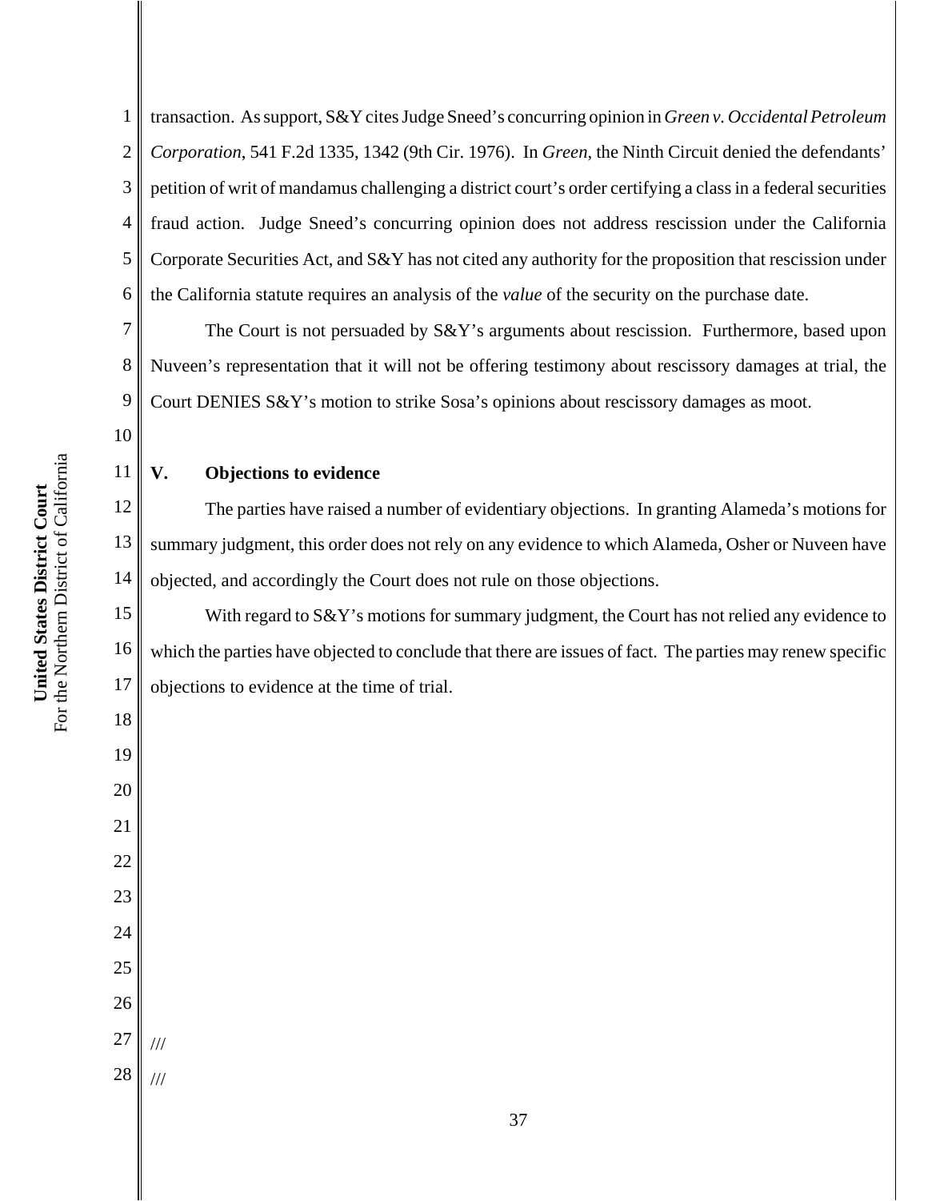transaction. As support, S&Y cites Judge Sneed's concurring opinion in *Green v. Occidental Petroleum Corporation*, 541 F.2d 1335, 1342 (9th Cir. 1976). In *Green*, the Ninth Circuit denied the defendants' petition of writ of mandamus challenging a district court's order certifying a class in a federal securities fraud action. Judge Sneed's concurring opinion does not address rescission under the California Corporate Securities Act, and S&Y has not cited any authority for the proposition that rescission under the California statute requires an analysis of the *value* of the security on the purchase date.

The Court is not persuaded by S&Y's arguments about rescission. Furthermore, based upon Nuveen's representation that it will not be offering testimony about rescissory damages at trial, the Court DENIES S&Y's motion to strike Sosa's opinions about rescissory damages as moot.

## V. Objections to evidence

The parties have raised a number of evidentiary objections. In granting Alameda's motions for summary judgment, this order does not rely on any evidence to which Alameda, Osher or Nuveen have objected, and accordingly the Court does not rule on those objections.

With regard to S&Y's motions for summary judgment, the Court has not relied any evidence to which the parties have objected to conclude that there are issues of fact. The parties may renew specific objections to evidence at the time of trial.

///

///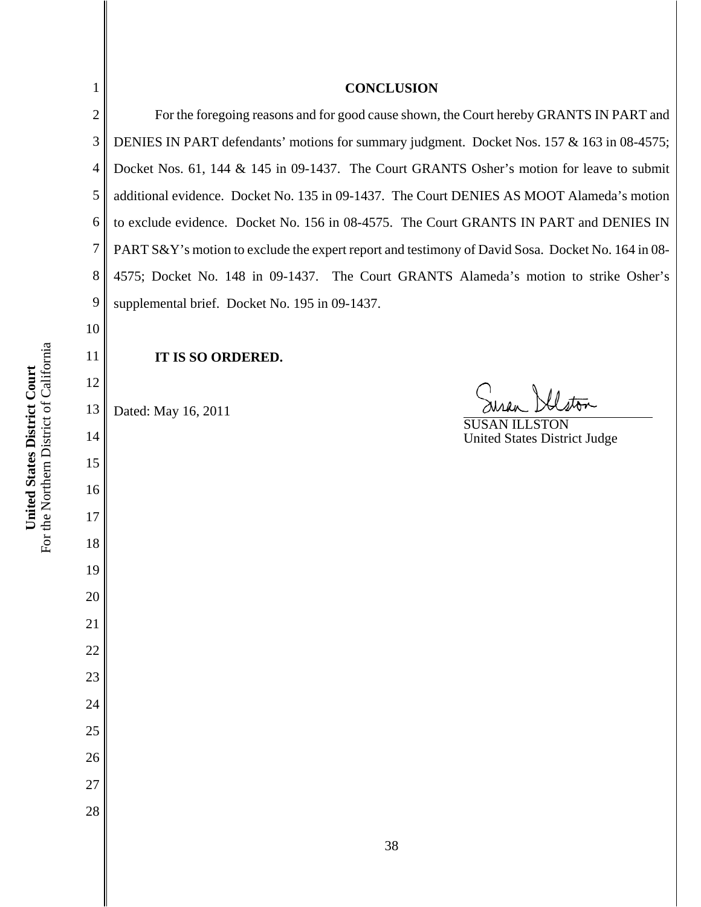## CONCLUSION

For the foregoing reasons and for good cause shown, the Court hereby GRANTS IN PART and DENIES IN PART defendants' motions for summary judgment. Docket Nos. 157 & 163 in 08-4575; Docket Nos. 61, 144 & 145 in 09-1437. The Court GRANTS Osher's motion for leave to submit additional evidence. Docket No. 135 in 09-1437. The Court DENIES AS MOOT Alameda's motion to exclude evidence. Docket No. 156 in 08-4575. The Court GRANTS IN PART and DENIES IN PART S&Y's motion to exclude the expert report and testimony of David Sosa. Docket No. 164 in 08-4575; Docket No. 148 in 09-1437. The Court GRANTS Alameda's motion to strike Osher's supplemental brief. Docket No. 195 in 09-1437.

**IT IS SO ORDERED.**

Dated: May 16, 2011

SUSAN ILLSTON
United States District Judge